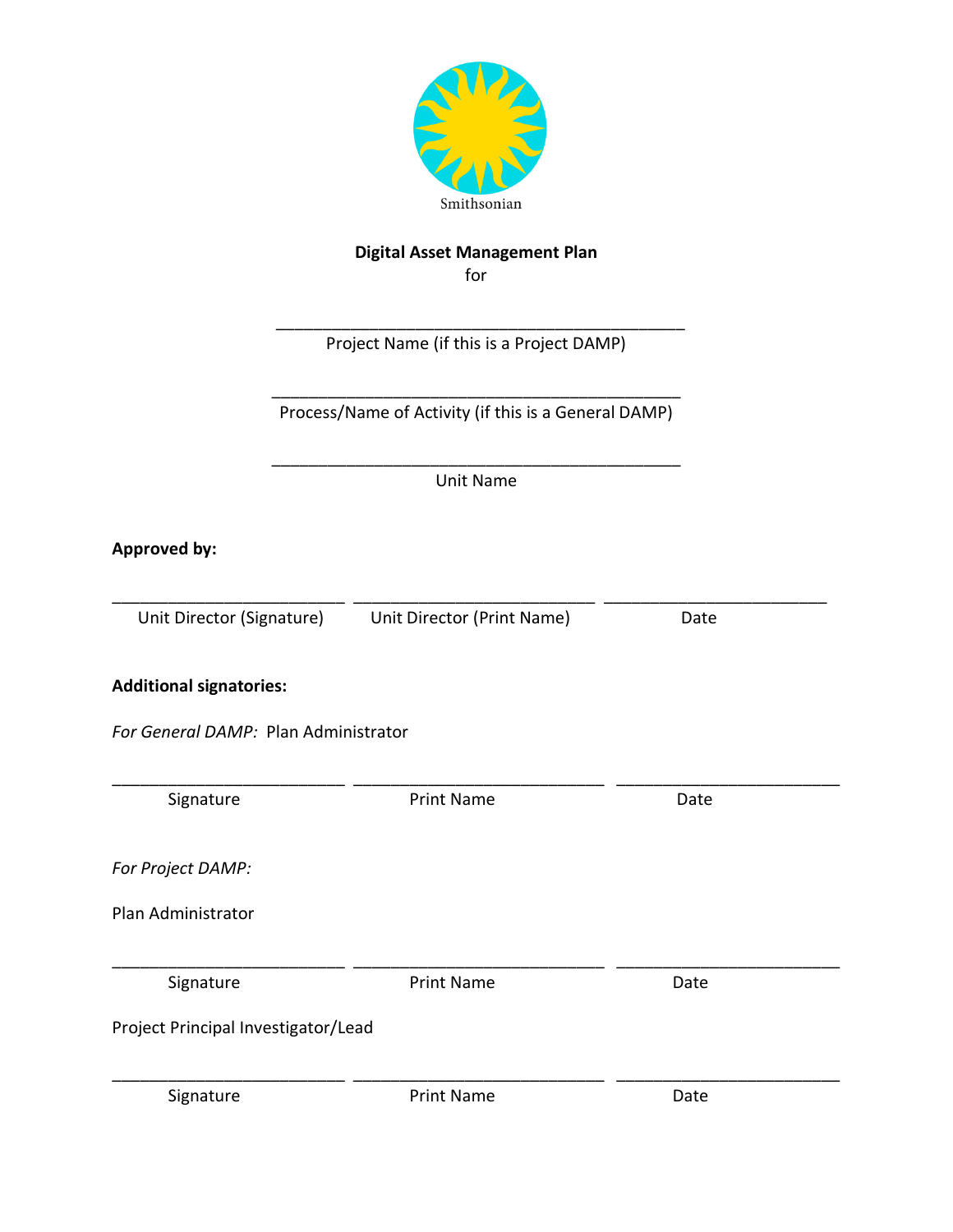Smithsonian

**Digital Asset Management Plan**

for

\_\_\_\_\_\_\_\_\_\_\_\_\_\_\_\_\_\_\_\_\_\_\_\_\_\_\_\_\_\_\_\_\_\_\_\_\_\_\_\_\_\_\_\_\_\_

Project Name (if this is a Project DAMP)

\_\_\_\_\_\_\_\_\_\_\_\_\_\_\_\_\_\_\_\_\_\_\_\_\_\_\_\_\_\_\_\_\_\_\_\_\_\_\_\_\_\_\_\_\_\_

Process/Name of Activity (if this is a General DAMP)

\_\_\_\_\_\_\_\_\_\_\_\_\_\_\_\_\_\_\_\_\_\_\_\_\_\_\_\_\_\_\_\_\_\_\_\_\_\_\_\_\_\_\_\_\_\_

Unit Name

**Approved by:**

| \_\_\_\_\_\_\_\_\_\_\_\_\_\_\_\_\_\_\_\_\_\_\_\_\_\_ | \_\_\_\_\_\_\_\_\_\_\_\_\_\_\_\_\_\_\_\_\_\_\_\_\_\_\_\_ | \_\_\_\_\_\_\_\_\_\_\_\_\_\_\_\_\_\_\_\_\_\_\_\_\_ |
|---|---|---|
| Unit Director (Signature) | Unit Director (Print Name) | Date |

**Additional signatories:**

*For General DAMP:* Plan Administrator

| \_\_\_\_\_\_\_\_\_\_\_\_\_\_\_\_\_\_\_\_\_\_\_\_\_\_ | \_\_\_\_\_\_\_\_\_\_\_\_\_\_\_\_\_\_\_\_\_\_\_\_\_\_\_\_ | \_\_\_\_\_\_\_\_\_\_\_\_\_\_\_\_\_\_\_\_\_\_\_\_\_ |
|---|---|---|
| Signature | Print Name | Date |

*For Project DAMP:*

Plan Administrator

| \_\_\_\_\_\_\_\_\_\_\_\_\_\_\_\_\_\_\_\_\_\_\_\_\_\_ | \_\_\_\_\_\_\_\_\_\_\_\_\_\_\_\_\_\_\_\_\_\_\_\_\_\_\_\_ | \_\_\_\_\_\_\_\_\_\_\_\_\_\_\_\_\_\_\_\_\_\_\_\_\_ |
|---|---|---|
| Signature | Print Name | Date |

Project Principal Investigator/Lead

| \_\_\_\_\_\_\_\_\_\_\_\_\_\_\_\_\_\_\_\_\_\_\_\_\_\_ | \_\_\_\_\_\_\_\_\_\_\_\_\_\_\_\_\_\_\_\_\_\_\_\_\_\_\_\_ | \_\_\_\_\_\_\_\_\_\_\_\_\_\_\_\_\_\_\_\_\_\_\_\_\_ |
|---|---|---|
| Signature | Print Name | Date |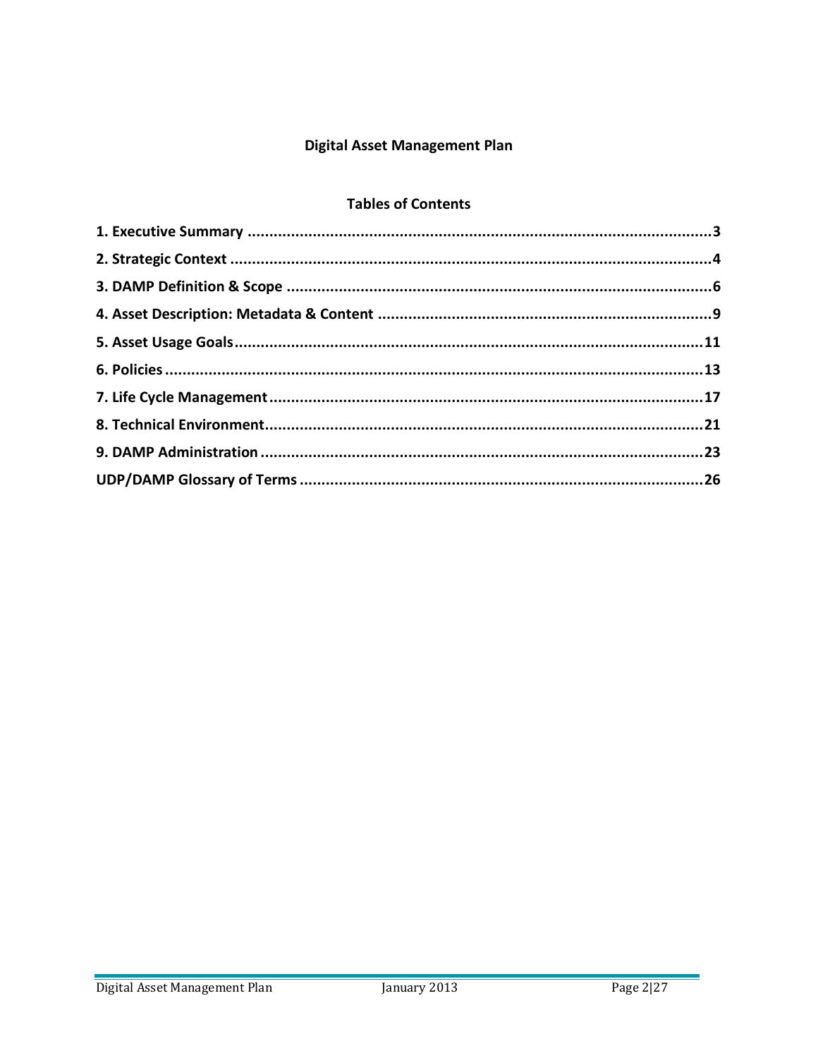# Digital Asset Management Plan

## Tables of Contents

**1. Executive Summary** .......... **3**

**2. Strategic Context** .......... **4**

**3. DAMP Definition & Scope** .......... **6**

**4. Asset Description: Metadata & Content** .......... **9**

**5. Asset Usage Goals** .......... **11**

**6. Policies** .......... **13**

**7. Life Cycle Management** .......... **17**

**8. Technical Environment** .......... **21**

**9. DAMP Administration** .......... **23**

**UDP/DAMP Glossary of Terms** .......... **26**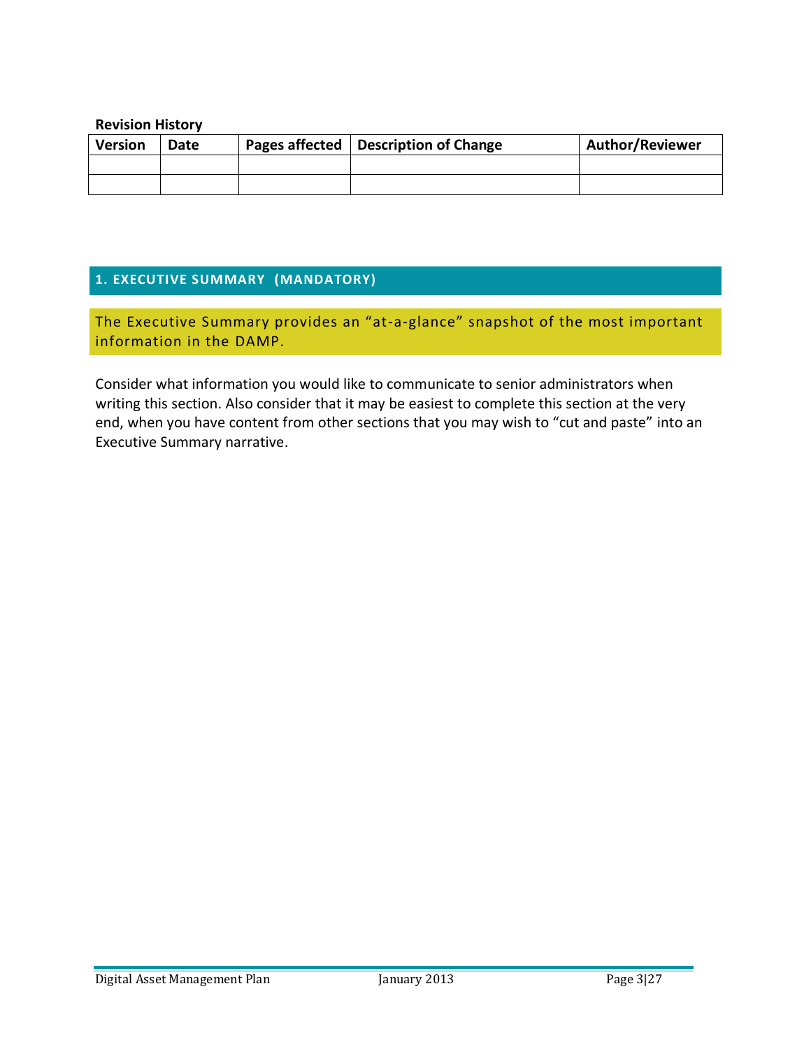**Revision History**

| Version | Date | Pages affected | Description of Change | Author/Reviewer |
|---|---|---|---|---|
| | | | | |
| | | | | |

## 1. EXECUTIVE SUMMARY (MANDATORY)

The Executive Summary provides an “at-a-glance” snapshot of the most important information in the DAMP.

Consider what information you would like to communicate to senior administrators when writing this section. Also consider that it may be easiest to complete this section at the very end, when you have content from other sections that you may wish to “cut and paste” into an Executive Summary narrative.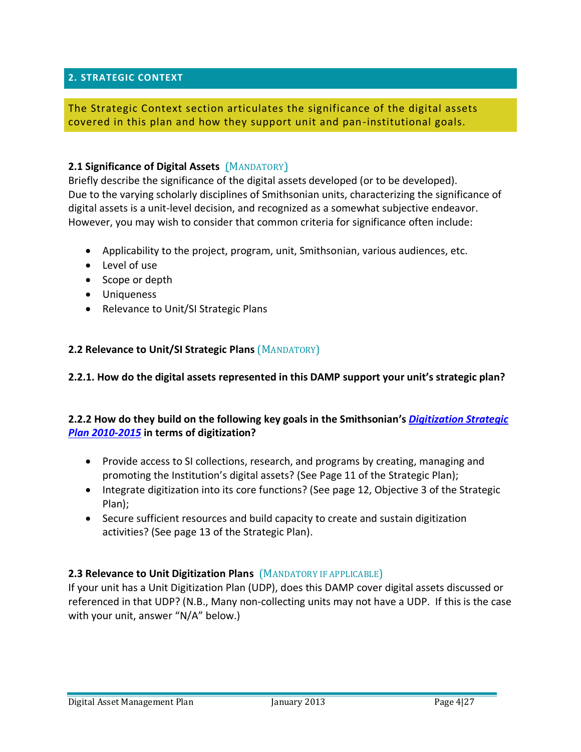## 2. STRATEGIC CONTEXT

The Strategic Context section articulates the significance of the digital assets covered in this plan and how they support unit and pan-institutional goals.

### 2.1 Significance of Digital Assets (MANDATORY)

Briefly describe the significance of the digital assets developed (or to be developed). Due to the varying scholarly disciplines of Smithsonian units, characterizing the significance of digital assets is a unit-level decision, and recognized as a somewhat subjective endeavor. However, you may wish to consider that common criteria for significance often include:

- Applicability to the project, program, unit, Smithsonian, various audiences, etc.
- Level of use
- Scope or depth
- Uniqueness
- Relevance to Unit/SI Strategic Plans

### 2.2 Relevance to Unit/SI Strategic Plans (MANDATORY)

**2.2.1. How do the digital assets represented in this DAMP support your unit's strategic plan?**

**2.2.2 How do they build on the following key goals in the Smithsonian's *Digitization Strategic Plan 2010-2015* in terms of digitization?**

- Provide access to SI collections, research, and programs by creating, managing and promoting the Institution's digital assets? (See Page 11 of the Strategic Plan);
- Integrate digitization into its core functions? (See page 12, Objective 3 of the Strategic Plan);
- Secure sufficient resources and build capacity to create and sustain digitization activities? (See page 13 of the Strategic Plan).

### 2.3 Relevance to Unit Digitization Plans (MANDATORY IF APPLICABLE)

If your unit has a Unit Digitization Plan (UDP), does this DAMP cover digital assets discussed or referenced in that UDP? (N.B., Many non-collecting units may not have a UDP. If this is the case with your unit, answer "N/A" below.)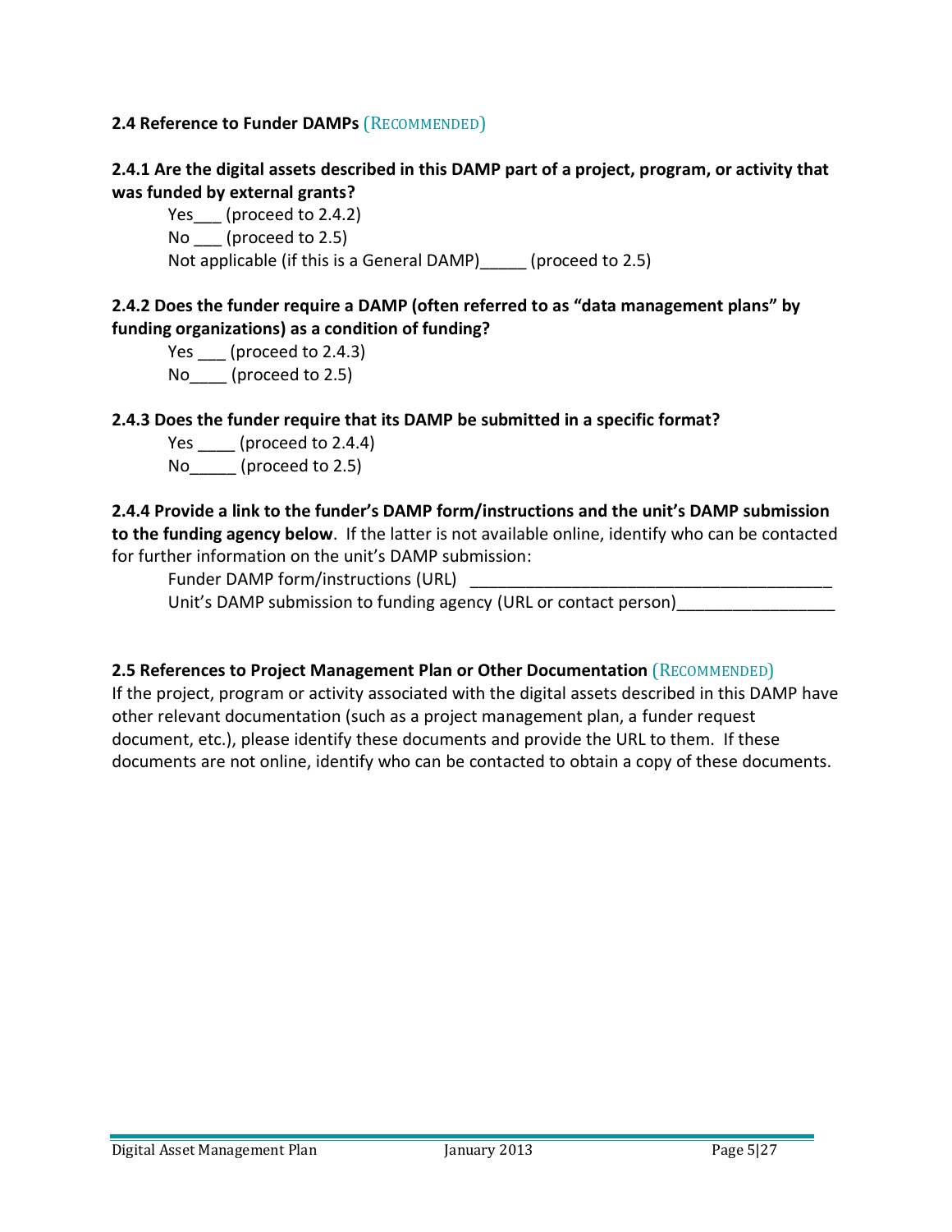**2.4 Reference to Funder DAMPs** (RECOMMENDED)

**2.4.1 Are the digital assets described in this DAMP part of a project, program, or activity that was funded by external grants?**

Yes___ (proceed to 2.4.2)
No ___ (proceed to 2.5)
Not applicable (if this is a General DAMP)_____ (proceed to 2.5)

**2.4.2 Does the funder require a DAMP (often referred to as “data management plans” by funding organizations) as a condition of funding?**

Yes ___ (proceed to 2.4.3)
No____ (proceed to 2.5)

**2.4.3 Does the funder require that its DAMP be submitted in a specific format?**

Yes ____ (proceed to 2.4.4)
No_____ (proceed to 2.5)

**2.4.4 Provide a link to the funder’s DAMP form/instructions and the unit’s DAMP submission to the funding agency below**. If the latter is not available online, identify who can be contacted for further information on the unit’s DAMP submission:

Funder DAMP form/instructions (URL) ________________________________________
Unit’s DAMP submission to funding agency (URL or contact person)_________________

**2.5 References to Project Management Plan or Other Documentation** (RECOMMENDED)

If the project, program or activity associated with the digital assets described in this DAMP have other relevant documentation (such as a project management plan, a funder request document, etc.), please identify these documents and provide the URL to them. If these documents are not online, identify who can be contacted to obtain a copy of these documents.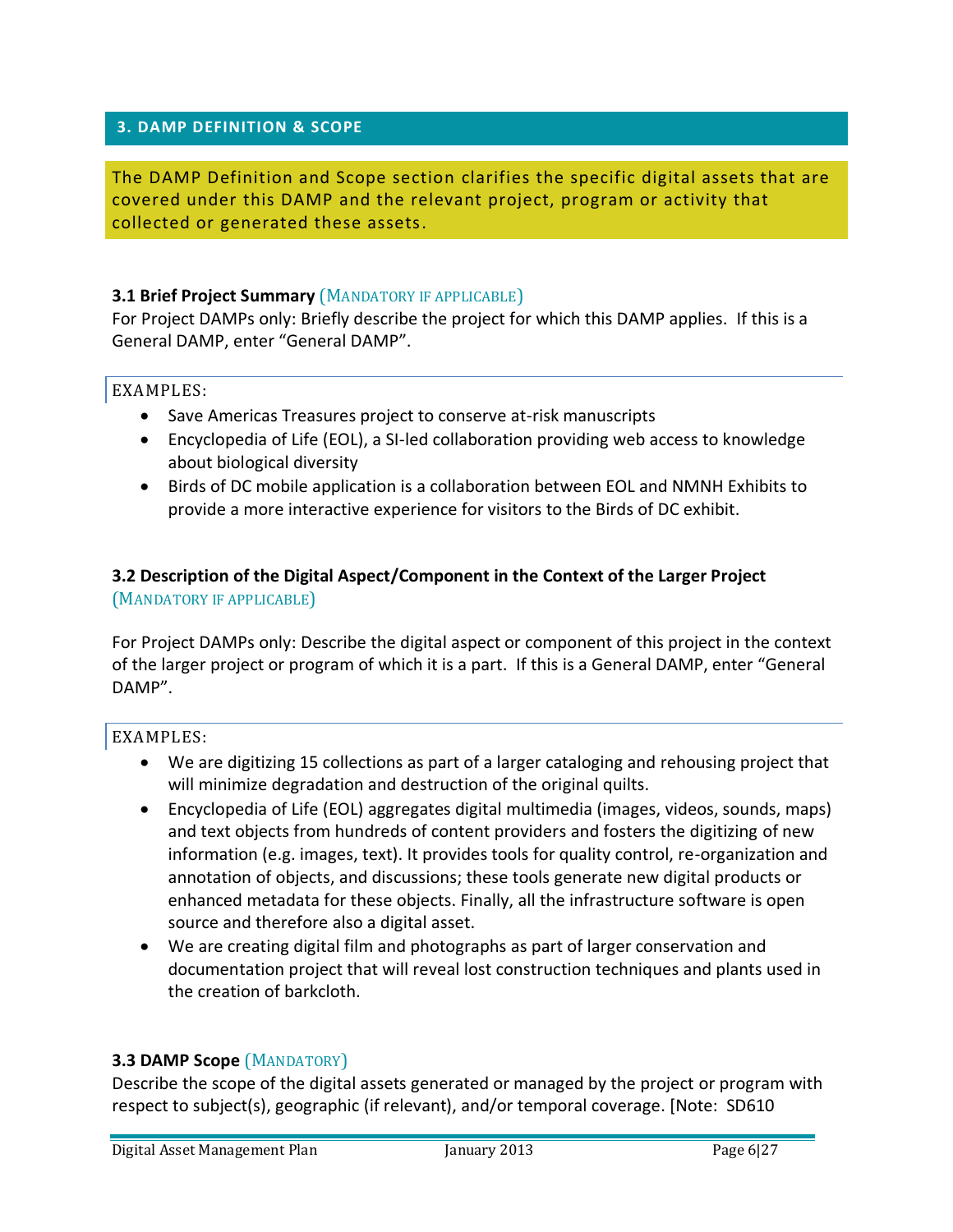## 3. DAMP DEFINITION & SCOPE

The DAMP Definition and Scope section clarifies the specific digital assets that are covered under this DAMP and the relevant project, program or activity that collected or generated these assets.

### 3.1 Brief Project Summary (MANDATORY IF APPLICABLE)

For Project DAMPs only: Briefly describe the project for which this DAMP applies. If this is a General DAMP, enter "General DAMP".

EXAMPLES:

- Save Americas Treasures project to conserve at-risk manuscripts
- Encyclopedia of Life (EOL), a SI-led collaboration providing web access to knowledge about biological diversity
- Birds of DC mobile application is a collaboration between EOL and NMNH Exhibits to provide a more interactive experience for visitors to the Birds of DC exhibit.

### 3.2 Description of the Digital Aspect/Component in the Context of the Larger Project (MANDATORY IF APPLICABLE)

For Project DAMPs only: Describe the digital aspect or component of this project in the context of the larger project or program of which it is a part. If this is a General DAMP, enter "General DAMP".

EXAMPLES:

- We are digitizing 15 collections as part of a larger cataloging and rehousing project that will minimize degradation and destruction of the original quilts.
- Encyclopedia of Life (EOL) aggregates digital multimedia (images, videos, sounds, maps) and text objects from hundreds of content providers and fosters the digitizing of new information (e.g. images, text). It provides tools for quality control, re-organization and annotation of objects, and discussions; these tools generate new digital products or enhanced metadata for these objects. Finally, all the infrastructure software is open source and therefore also a digital asset.
- We are creating digital film and photographs as part of larger conservation and documentation project that will reveal lost construction techniques and plants used in the creation of barkcloth.

### 3.3 DAMP Scope (MANDATORY)

Describe the scope of the digital assets generated or managed by the project or program with respect to subject(s), geographic (if relevant), and/or temporal coverage. [Note: SD610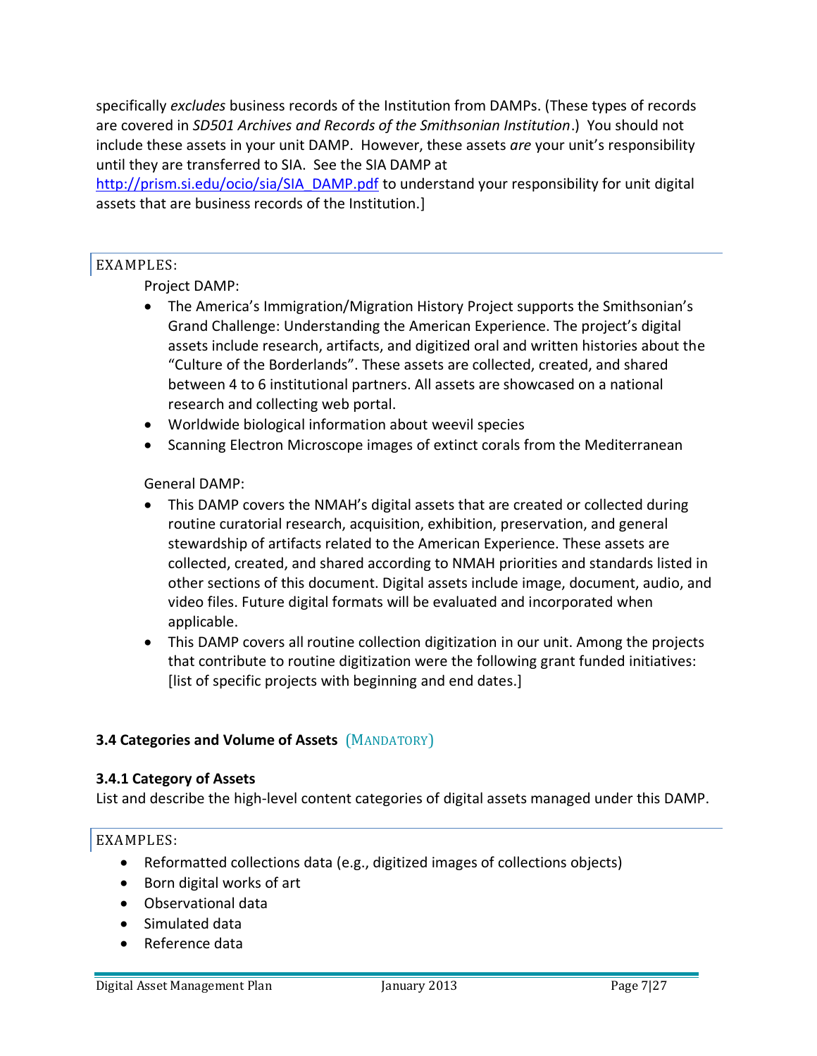specifically *excludes* business records of the Institution from DAMPs. (These types of records are covered in *SD501 Archives and Records of the Smithsonian Institution*.) You should not include these assets in your unit DAMP. However, these assets *are* your unit's responsibility until they are transferred to SIA. See the SIA DAMP at http://prism.si.edu/ocio/sia/SIA_DAMP.pdf to understand your responsibility for unit digital assets that are business records of the Institution.]

EXAMPLES:

Project DAMP:

- The America's Immigration/Migration History Project supports the Smithsonian's Grand Challenge: Understanding the American Experience. The project's digital assets include research, artifacts, and digitized oral and written histories about the "Culture of the Borderlands". These assets are collected, created, and shared between 4 to 6 institutional partners. All assets are showcased on a national research and collecting web portal.
- Worldwide biological information about weevil species
- Scanning Electron Microscope images of extinct corals from the Mediterranean

General DAMP:

- This DAMP covers the NMAH's digital assets that are created or collected during routine curatorial research, acquisition, exhibition, preservation, and general stewardship of artifacts related to the American Experience. These assets are collected, created, and shared according to NMAH priorities and standards listed in other sections of this document. Digital assets include image, document, audio, and video files. Future digital formats will be evaluated and incorporated when applicable.
- This DAMP covers all routine collection digitization in our unit. Among the projects that contribute to routine digitization were the following grant funded initiatives: [list of specific projects with beginning and end dates.]

### 3.4 Categories and Volume of Assets (MANDATORY)

#### 3.4.1 Category of Assets

List and describe the high-level content categories of digital assets managed under this DAMP.

EXAMPLES:

- Reformatted collections data (e.g., digitized images of collections objects)
- Born digital works of art
- Observational data
- Simulated data
- Reference data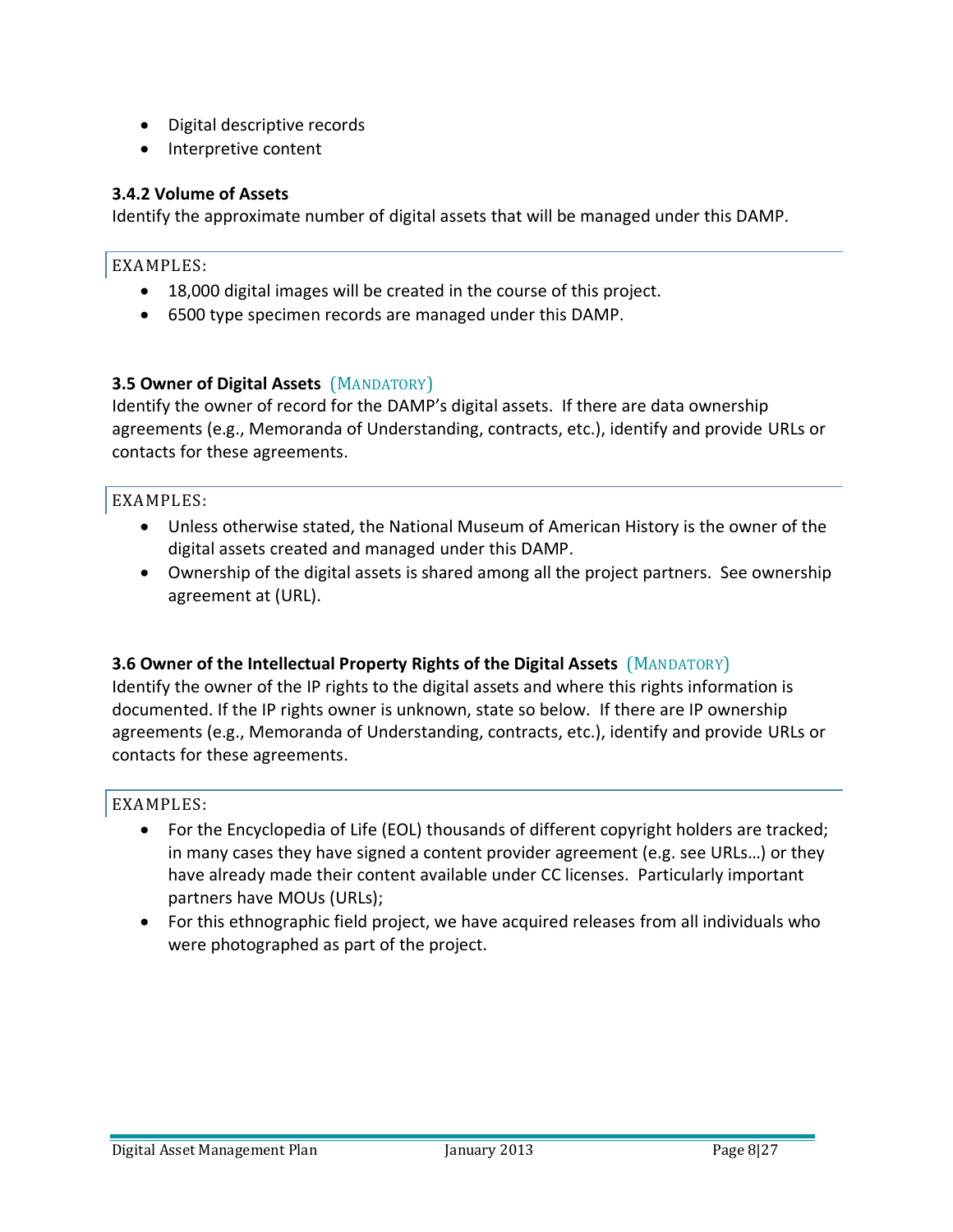- Digital descriptive records
- Interpretive content

### 3.4.2 Volume of Assets

Identify the approximate number of digital assets that will be managed under this DAMP.

EXAMPLES:

- 18,000 digital images will be created in the course of this project.
- 6500 type specimen records are managed under this DAMP.

### 3.5 Owner of Digital Assets (MANDATORY)

Identify the owner of record for the DAMP's digital assets. If there are data ownership agreements (e.g., Memoranda of Understanding, contracts, etc.), identify and provide URLs or contacts for these agreements.

EXAMPLES:

- Unless otherwise stated, the National Museum of American History is the owner of the digital assets created and managed under this DAMP.
- Ownership of the digital assets is shared among all the project partners. See ownership agreement at (URL).

### 3.6 Owner of the Intellectual Property Rights of the Digital Assets (MANDATORY)

Identify the owner of the IP rights to the digital assets and where this rights information is documented. If the IP rights owner is unknown, state so below. If there are IP ownership agreements (e.g., Memoranda of Understanding, contracts, etc.), identify and provide URLs or contacts for these agreements.

EXAMPLES:

- For the Encyclopedia of Life (EOL) thousands of different copyright holders are tracked; in many cases they have signed a content provider agreement (e.g. see URLs…) or they have already made their content available under CC licenses. Particularly important partners have MOUs (URLs);
- For this ethnographic field project, we have acquired releases from all individuals who were photographed as part of the project.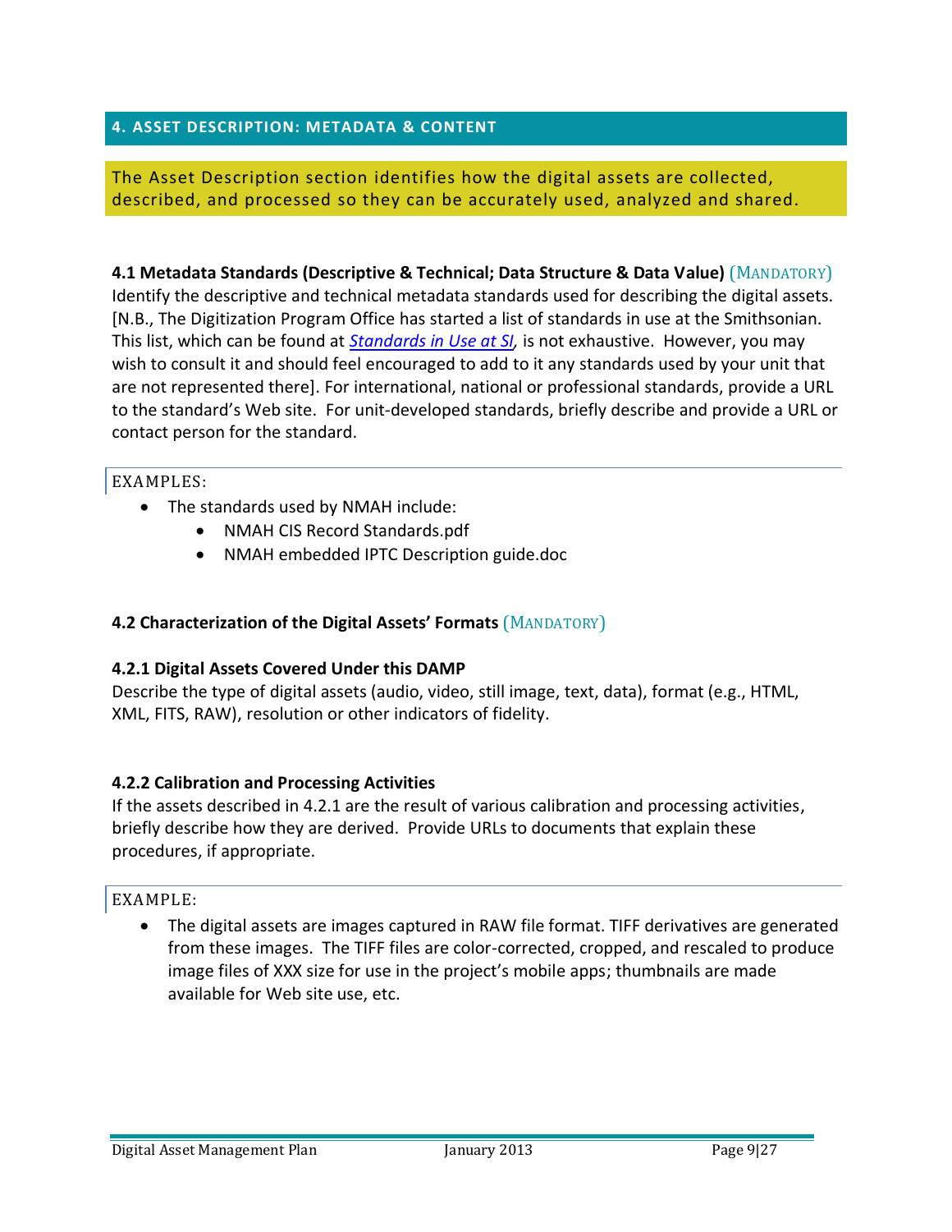## 4. ASSET DESCRIPTION: METADATA & CONTENT

The Asset Description section identifies how the digital assets are collected, described, and processed so they can be accurately used, analyzed and shared.

**4.1 Metadata Standards (Descriptive & Technical; Data Structure & Data Value)** (MANDATORY)
Identify the descriptive and technical metadata standards used for describing the digital assets. [N.B., The Digitization Program Office has started a list of standards in use at the Smithsonian. This list, which can be found at *Standards in Use at SI*, is not exhaustive. However, you may wish to consult it and should feel encouraged to add to it any standards used by your unit that are not represented there]. For international, national or professional standards, provide a URL to the standard's Web site. For unit-developed standards, briefly describe and provide a URL or contact person for the standard.

EXAMPLES:

- The standards used by NMAH include:
  - NMAH CIS Record Standards.pdf
  - NMAH embedded IPTC Description guide.doc

**4.2 Characterization of the Digital Assets' Formats** (MANDATORY)

**4.2.1 Digital Assets Covered Under this DAMP**
Describe the type of digital assets (audio, video, still image, text, data), format (e.g., HTML, XML, FITS, RAW), resolution or other indicators of fidelity.

**4.2.2 Calibration and Processing Activities**
If the assets described in 4.2.1 are the result of various calibration and processing activities, briefly describe how they are derived. Provide URLs to documents that explain these procedures, if appropriate.

EXAMPLE:

- The digital assets are images captured in RAW file format. TIFF derivatives are generated from these images. The TIFF files are color-corrected, cropped, and rescaled to produce image files of XXX size for use in the project's mobile apps; thumbnails are made available for Web site use, etc.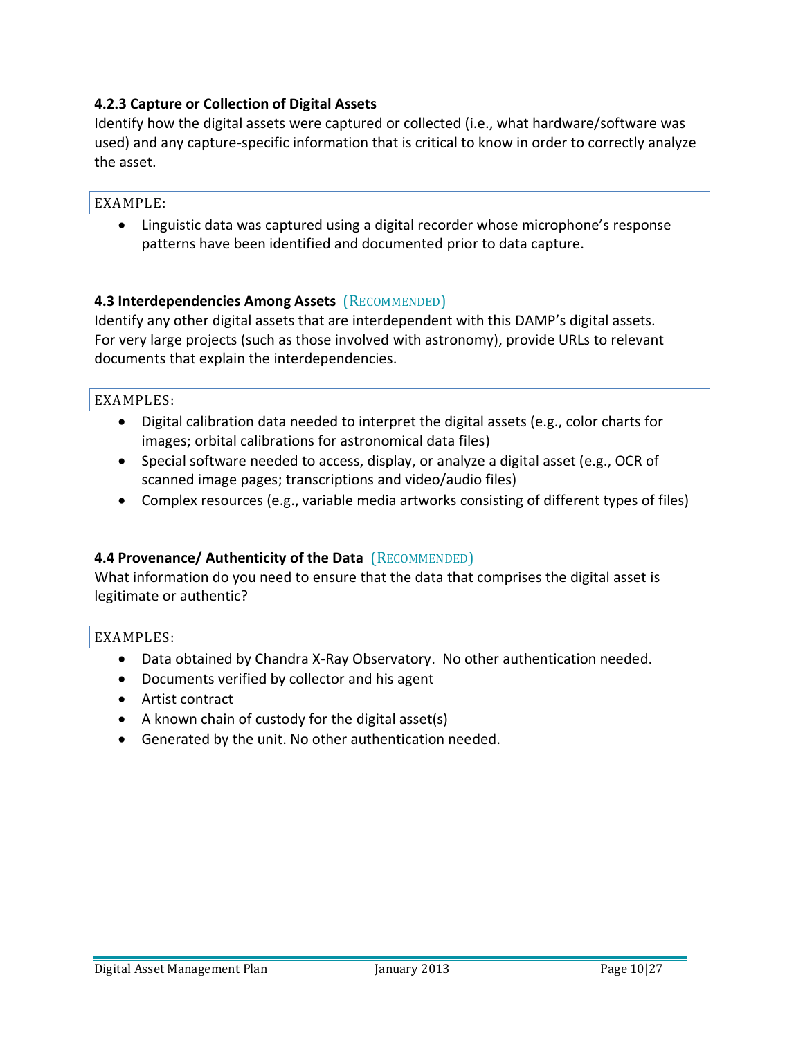#### 4.2.3 Capture or Collection of Digital Assets

Identify how the digital assets were captured or collected (i.e., what hardware/software was used) and any capture-specific information that is critical to know in order to correctly analyze the asset.

EXAMPLE:

- Linguistic data was captured using a digital recorder whose microphone's response patterns have been identified and documented prior to data capture.

### 4.3 Interdependencies Among Assets (RECOMMENDED)

Identify any other digital assets that are interdependent with this DAMP's digital assets. For very large projects (such as those involved with astronomy), provide URLs to relevant documents that explain the interdependencies.

EXAMPLES:

- Digital calibration data needed to interpret the digital assets (e.g., color charts for images; orbital calibrations for astronomical data files)
- Special software needed to access, display, or analyze a digital asset (e.g., OCR of scanned image pages; transcriptions and video/audio files)
- Complex resources (e.g., variable media artworks consisting of different types of files)

### 4.4 Provenance/ Authenticity of the Data (RECOMMENDED)

What information do you need to ensure that the data that comprises the digital asset is legitimate or authentic?

EXAMPLES:

- Data obtained by Chandra X-Ray Observatory. No other authentication needed.
- Documents verified by collector and his agent
- Artist contract
- A known chain of custody for the digital asset(s)
- Generated by the unit. No other authentication needed.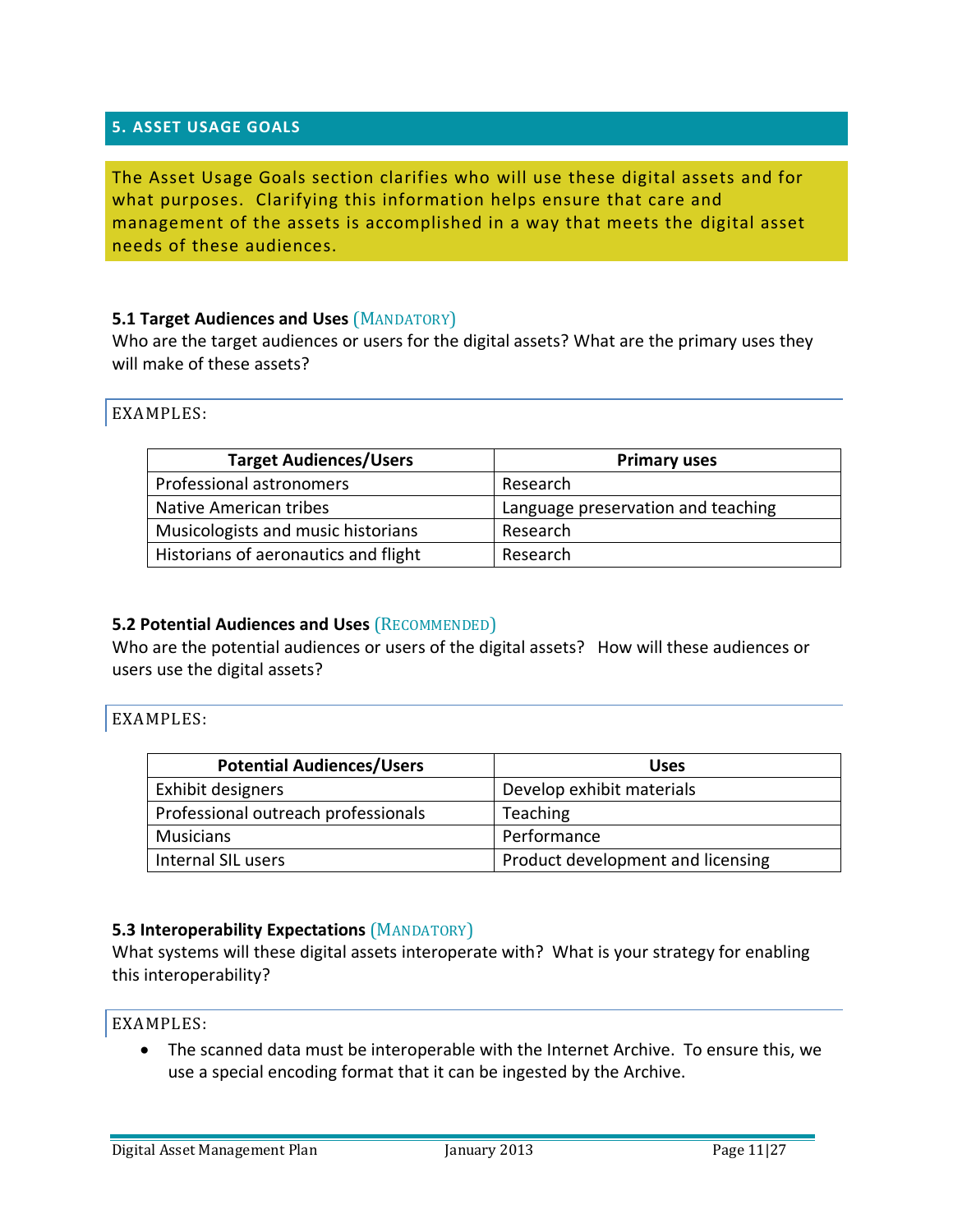## 5. ASSET USAGE GOALS

The Asset Usage Goals section clarifies who will use these digital assets and for what purposes. Clarifying this information helps ensure that care and management of the assets is accomplished in a way that meets the digital asset needs of these audiences.

### 5.1 Target Audiences and Uses (MANDATORY)

Who are the target audiences or users for the digital assets? What are the primary uses they will make of these assets?

EXAMPLES:

| Target Audiences/Users | Primary uses |
|---|---|
| Professional astronomers | Research |
| Native American tribes | Language preservation and teaching |
| Musicologists and music historians | Research |
| Historians of aeronautics and flight | Research |

### 5.2 Potential Audiences and Uses (RECOMMENDED)

Who are the potential audiences or users of the digital assets? How will these audiences or users use the digital assets?

EXAMPLES:

| Potential Audiences/Users | Uses |
|---|---|
| Exhibit designers | Develop exhibit materials |
| Professional outreach professionals | Teaching |
| Musicians | Performance |
| Internal SIL users | Product development and licensing |

### 5.3 Interoperability Expectations (MANDATORY)

What systems will these digital assets interoperate with? What is your strategy for enabling this interoperability?

EXAMPLES:

- The scanned data must be interoperable with the Internet Archive. To ensure this, we use a special encoding format that it can be ingested by the Archive.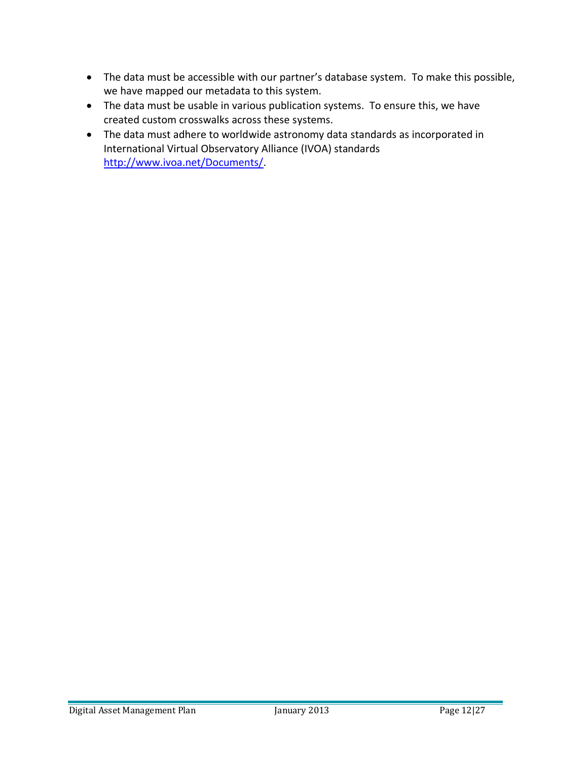- The data must be accessible with our partner's database system. To make this possible, we have mapped our metadata to this system.
- The data must be usable in various publication systems. To ensure this, we have created custom crosswalks across these systems.
- The data must adhere to worldwide astronomy data standards as incorporated in International Virtual Observatory Alliance (IVOA) standards [http://www.ivoa.net/Documents/](http://www.ivoa.net/Documents/).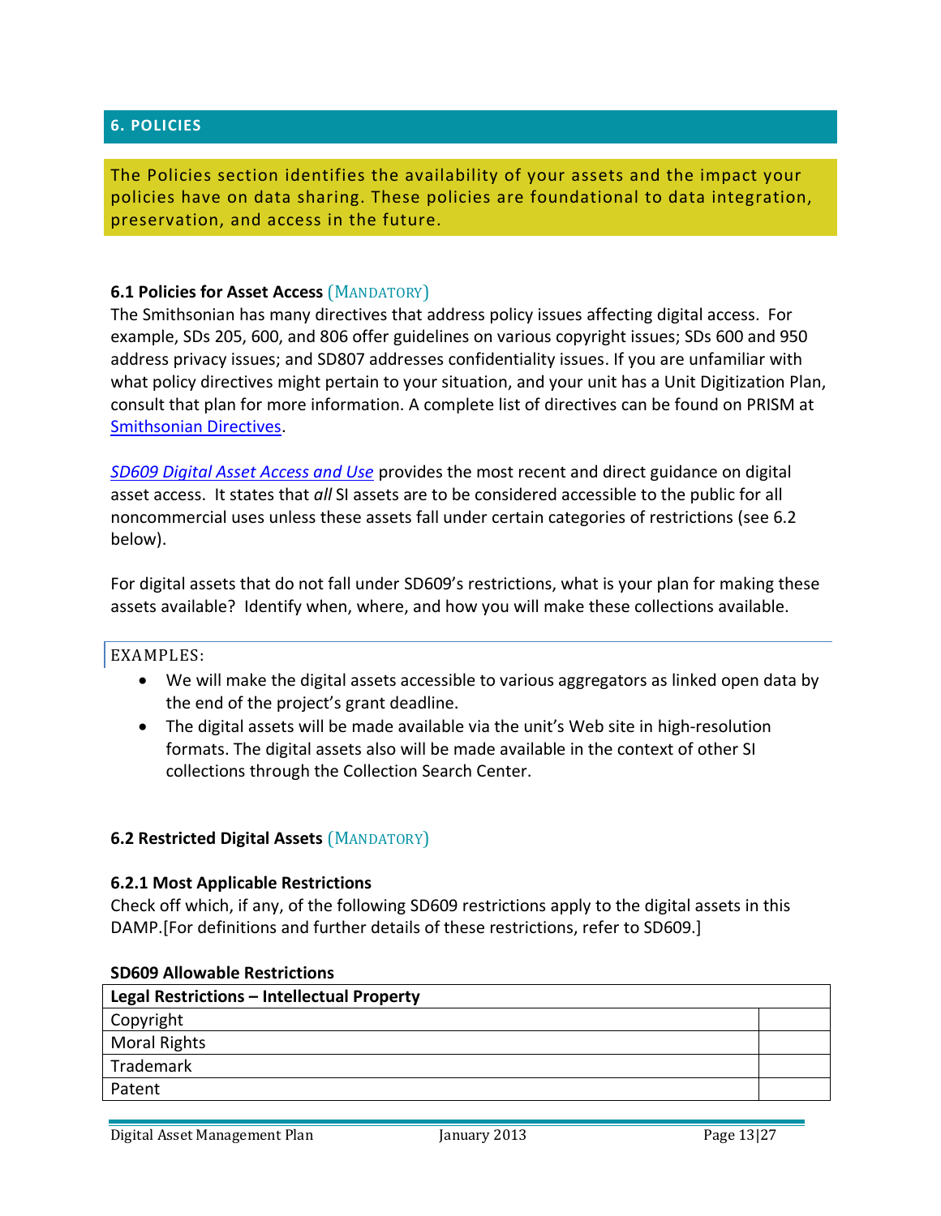## 6. POLICIES

The Policies section identifies the availability of your assets and the impact your policies have on data sharing. These policies are foundational to data integration, preservation, and access in the future.

### 6.1 Policies for Asset Access (MANDATORY)

The Smithsonian has many directives that address policy issues affecting digital access. For example, SDs 205, 600, and 806 offer guidelines on various copyright issues; SDs 600 and 950 address privacy issues; and SD807 addresses confidentiality issues. If you are unfamiliar with what policy directives might pertain to your situation, and your unit has a Unit Digitization Plan, consult that plan for more information. A complete list of directives can be found on PRISM at Smithsonian Directives.

*SD609 Digital Asset Access and Use* provides the most recent and direct guidance on digital asset access. It states that *all* SI assets are to be considered accessible to the public for all noncommercial uses unless these assets fall under certain categories of restrictions (see 6.2 below).

For digital assets that do not fall under SD609's restrictions, what is your plan for making these assets available? Identify when, where, and how you will make these collections available.

EXAMPLES:

- We will make the digital assets accessible to various aggregators as linked open data by the end of the project's grant deadline.
- The digital assets will be made available via the unit's Web site in high-resolution formats. The digital assets also will be made available in the context of other SI collections through the Collection Search Center.

### 6.2 Restricted Digital Assets (MANDATORY)

#### 6.2.1 Most Applicable Restrictions

Check off which, if any, of the following SD609 restrictions apply to the digital assets in this DAMP.[For definitions and further details of these restrictions, refer to SD609.]

**SD609 Allowable Restrictions**

| Legal Restrictions – Intellectual Property | |
|---|---|
| Copyright | |
| Moral Rights | |
| Trademark | |
| Patent | |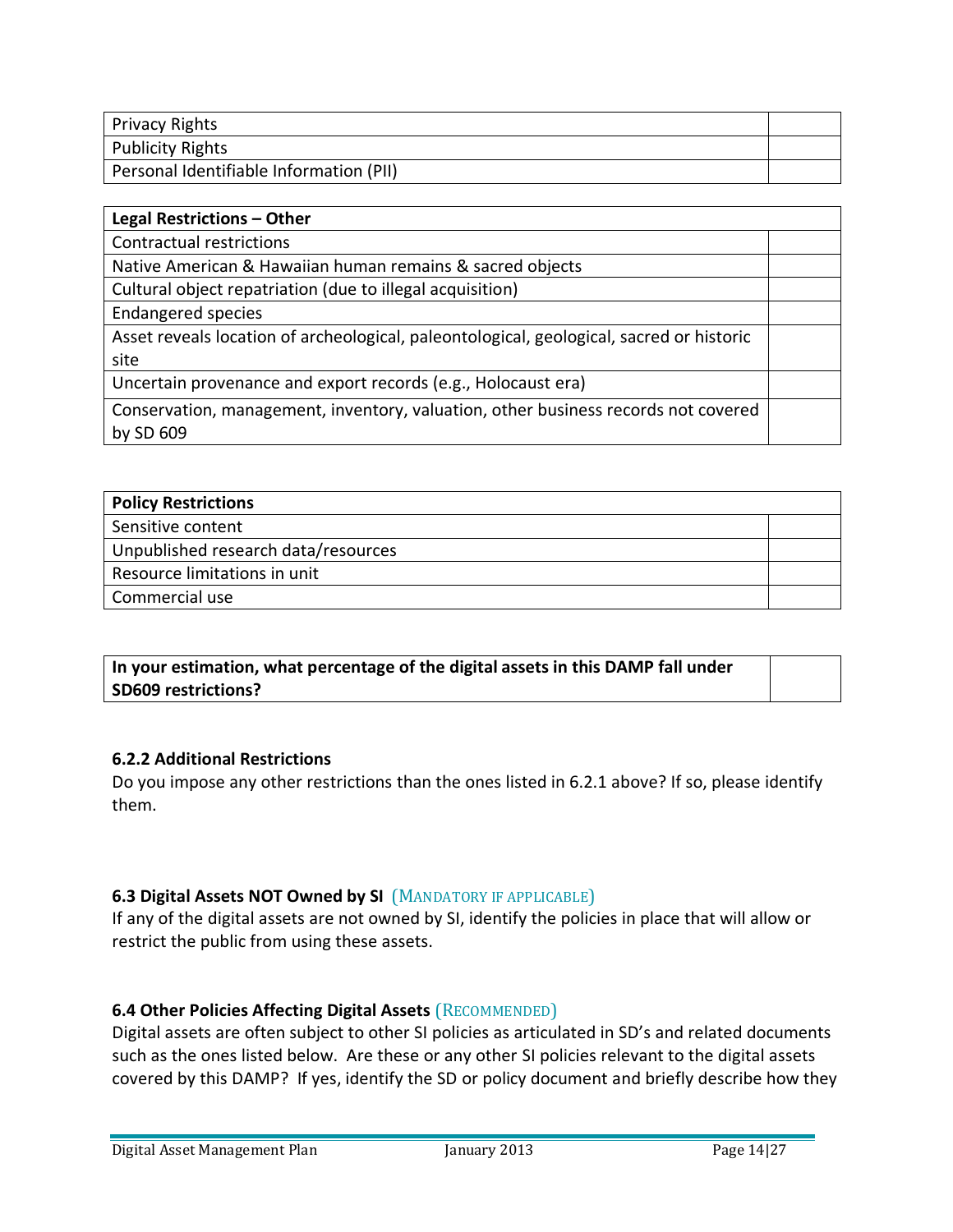| Privacy Rights | |
|---|---|
| Publicity Rights | |
| Personal Identifiable Information (PII) | |

| **Legal Restrictions – Other** | |
|---|---|
| Contractual restrictions | |
| Native American & Hawaiian human remains & sacred objects | |
| Cultural object repatriation (due to illegal acquisition) | |
| Endangered species | |
| Asset reveals location of archeological, paleontological, geological, sacred or historic site | |
| Uncertain provenance and export records (e.g., Holocaust era) | |
| Conservation, management, inventory, valuation, other business records not covered by SD 609 | |

| **Policy Restrictions** | |
|---|---|
| Sensitive content | |
| Unpublished research data/resources | |
| Resource limitations in unit | |
| Commercial use | |

| **In your estimation, what percentage of the digital assets in this DAMP fall under SD609 restrictions?** | |
|---|---|

### 6.2.2 Additional Restrictions

Do you impose any other restrictions than the ones listed in 6.2.1 above? If so, please identify them.

### 6.3 Digital Assets NOT Owned by SI (MANDATORY IF APPLICABLE)

If any of the digital assets are not owned by SI, identify the policies in place that will allow or restrict the public from using these assets.

### 6.4 Other Policies Affecting Digital Assets (RECOMMENDED)

Digital assets are often subject to other SI policies as articulated in SD's and related documents such as the ones listed below. Are these or any other SI policies relevant to the digital assets covered by this DAMP? If yes, identify the SD or policy document and briefly describe how they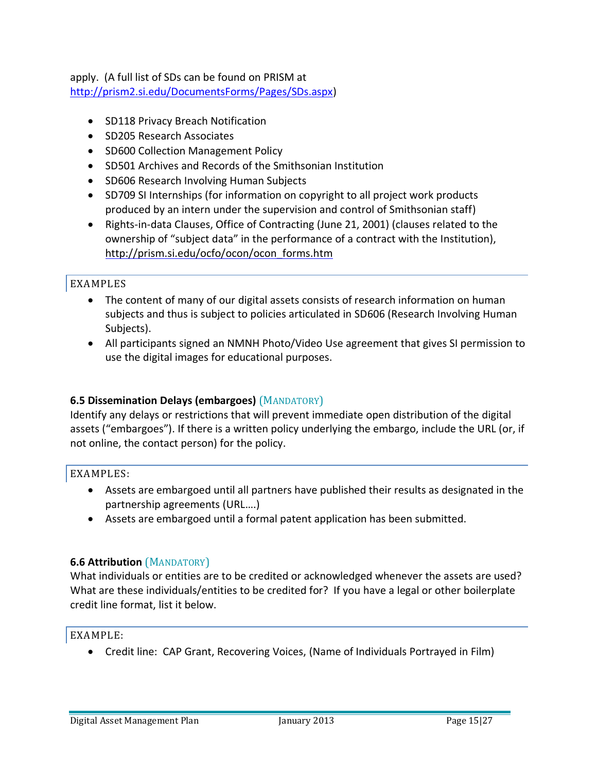apply. (A full list of SDs can be found on PRISM at http://prism2.si.edu/DocumentsForms/Pages/SDs.aspx)

- SD118 Privacy Breach Notification
- SD205 Research Associates
- SD600 Collection Management Policy
- SD501 Archives and Records of the Smithsonian Institution
- SD606 Research Involving Human Subjects
- SD709 SI Internships (for information on copyright to all project work products produced by an intern under the supervision and control of Smithsonian staff)
- Rights-in-data Clauses, Office of Contracting (June 21, 2001) (clauses related to the ownership of "subject data" in the performance of a contract with the Institution), http://prism.si.edu/ocfo/ocon/ocon_forms.htm

EXAMPLES

- The content of many of our digital assets consists of research information on human subjects and thus is subject to policies articulated in SD606 (Research Involving Human Subjects).
- All participants signed an NMNH Photo/Video Use agreement that gives SI permission to use the digital images for educational purposes.

### 6.5 Dissemination Delays (embargoes) (MANDATORY)

Identify any delays or restrictions that will prevent immediate open distribution of the digital assets ("embargoes"). If there is a written policy underlying the embargo, include the URL (or, if not online, the contact person) for the policy.

EXAMPLES:

- Assets are embargoed until all partners have published their results as designated in the partnership agreements (URL….)
- Assets are embargoed until a formal patent application has been submitted.

### 6.6 Attribution (MANDATORY)

What individuals or entities are to be credited or acknowledged whenever the assets are used? What are these individuals/entities to be credited for? If you have a legal or other boilerplate credit line format, list it below.

EXAMPLE:

- Credit line: CAP Grant, Recovering Voices, (Name of Individuals Portrayed in Film)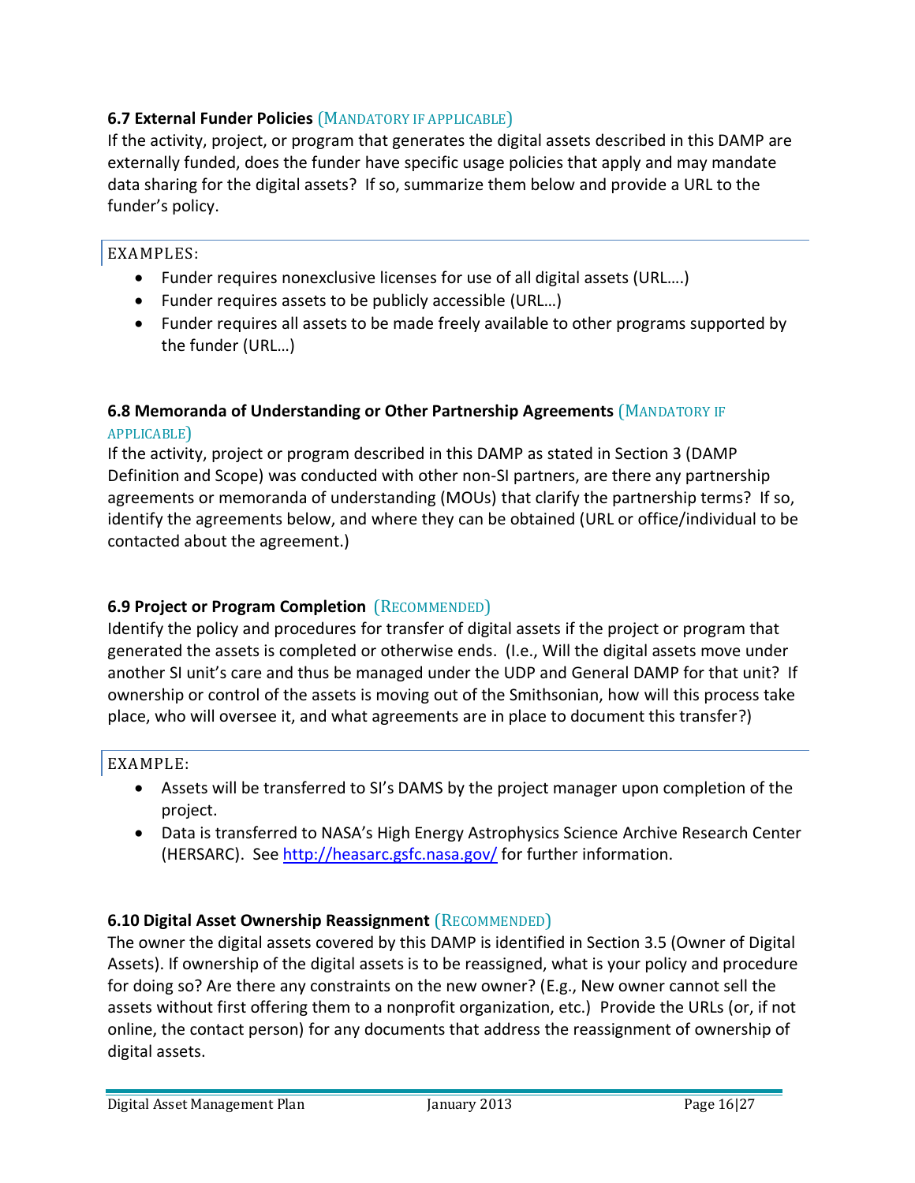### 6.7 External Funder Policies (MANDATORY IF APPLICABLE)

If the activity, project, or program that generates the digital assets described in this DAMP are externally funded, does the funder have specific usage policies that apply and may mandate data sharing for the digital assets? If so, summarize them below and provide a URL to the funder's policy.

EXAMPLES:

- Funder requires nonexclusive licenses for use of all digital assets (URL….)
- Funder requires assets to be publicly accessible (URL…)
- Funder requires all assets to be made freely available to other programs supported by the funder (URL…)

### 6.8 Memoranda of Understanding or Other Partnership Agreements (MANDATORY IF APPLICABLE)

If the activity, project or program described in this DAMP as stated in Section 3 (DAMP Definition and Scope) was conducted with other non-SI partners, are there any partnership agreements or memoranda of understanding (MOUs) that clarify the partnership terms? If so, identify the agreements below, and where they can be obtained (URL or office/individual to be contacted about the agreement.)

### 6.9 Project or Program Completion (RECOMMENDED)

Identify the policy and procedures for transfer of digital assets if the project or program that generated the assets is completed or otherwise ends. (I.e., Will the digital assets move under another SI unit's care and thus be managed under the UDP and General DAMP for that unit? If ownership or control of the assets is moving out of the Smithsonian, how will this process take place, who will oversee it, and what agreements are in place to document this transfer?)

EXAMPLE:

- Assets will be transferred to SI's DAMS by the project manager upon completion of the project.
- Data is transferred to NASA's High Energy Astrophysics Science Archive Research Center (HERSARC). See http://heasarc.gsfc.nasa.gov/ for further information.

### 6.10 Digital Asset Ownership Reassignment (RECOMMENDED)

The owner the digital assets covered by this DAMP is identified in Section 3.5 (Owner of Digital Assets). If ownership of the digital assets is to be reassigned, what is your policy and procedure for doing so? Are there any constraints on the new owner? (E.g., New owner cannot sell the assets without first offering them to a nonprofit organization, etc.) Provide the URLs (or, if not online, the contact person) for any documents that address the reassignment of ownership of digital assets.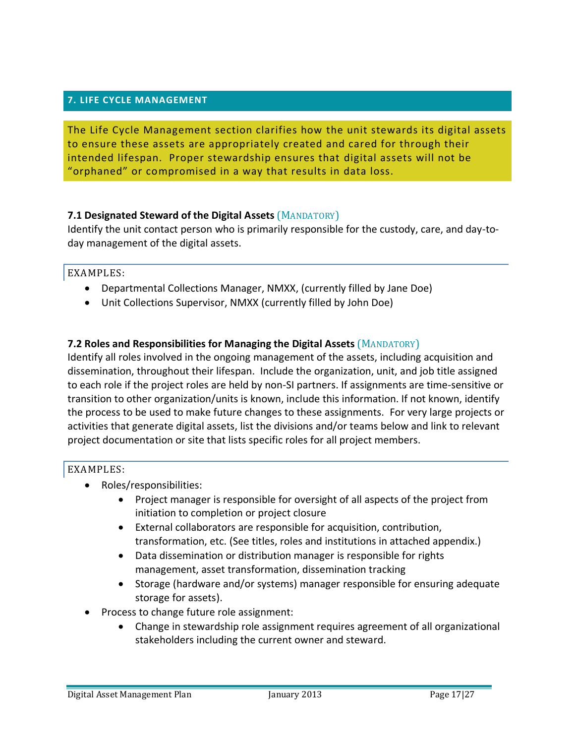## 7. LIFE CYCLE MANAGEMENT

The Life Cycle Management section clarifies how the unit stewards its digital assets to ensure these assets are appropriately created and cared for through their intended lifespan. Proper stewardship ensures that digital assets will not be "orphaned" or compromised in a way that results in data loss.

### 7.1 Designated Steward of the Digital Assets (MANDATORY)

Identify the unit contact person who is primarily responsible for the custody, care, and day-to-day management of the digital assets.

EXAMPLES:

- Departmental Collections Manager, NMXX, (currently filled by Jane Doe)
- Unit Collections Supervisor, NMXX (currently filled by John Doe)

### 7.2 Roles and Responsibilities for Managing the Digital Assets (MANDATORY)

Identify all roles involved in the ongoing management of the assets, including acquisition and dissemination, throughout their lifespan. Include the organization, unit, and job title assigned to each role if the project roles are held by non-SI partners. If assignments are time-sensitive or transition to other organization/units is known, include this information. If not known, identify the process to be used to make future changes to these assignments. For very large projects or activities that generate digital assets, list the divisions and/or teams below and link to relevant project documentation or site that lists specific roles for all project members.

EXAMPLES:

- Roles/responsibilities:
  - Project manager is responsible for oversight of all aspects of the project from initiation to completion or project closure
  - External collaborators are responsible for acquisition, contribution, transformation, etc. (See titles, roles and institutions in attached appendix.)
  - Data dissemination or distribution manager is responsible for rights management, asset transformation, dissemination tracking
  - Storage (hardware and/or systems) manager responsible for ensuring adequate storage for assets).
- Process to change future role assignment:
  - Change in stewardship role assignment requires agreement of all organizational stakeholders including the current owner and steward.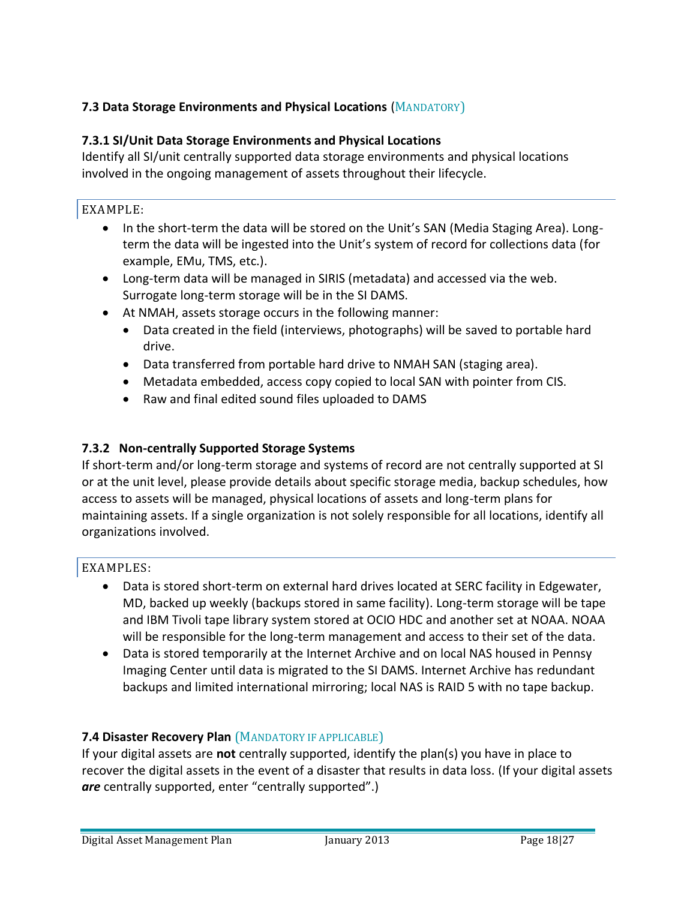### 7.3 Data Storage Environments and Physical Locations (MANDATORY)

#### 7.3.1 SI/Unit Data Storage Environments and Physical Locations

Identify all SI/unit centrally supported data storage environments and physical locations involved in the ongoing management of assets throughout their lifecycle.

EXAMPLE:

- In the short-term the data will be stored on the Unit's SAN (Media Staging Area). Long-term the data will be ingested into the Unit's system of record for collections data (for example, EMu, TMS, etc.).
- Long-term data will be managed in SIRIS (metadata) and accessed via the web. Surrogate long-term storage will be in the SI DAMS.
- At NMAH, assets storage occurs in the following manner:
  - Data created in the field (interviews, photographs) will be saved to portable hard drive.
  - Data transferred from portable hard drive to NMAH SAN (staging area).
  - Metadata embedded, access copy copied to local SAN with pointer from CIS.
  - Raw and final edited sound files uploaded to DAMS

#### 7.3.2 Non-centrally Supported Storage Systems

If short-term and/or long-term storage and systems of record are not centrally supported at SI or at the unit level, please provide details about specific storage media, backup schedules, how access to assets will be managed, physical locations of assets and long-term plans for maintaining assets. If a single organization is not solely responsible for all locations, identify all organizations involved.

EXAMPLES:

- Data is stored short-term on external hard drives located at SERC facility in Edgewater, MD, backed up weekly (backups stored in same facility). Long-term storage will be tape and IBM Tivoli tape library system stored at OCIO HDC and another set at NOAA. NOAA will be responsible for the long-term management and access to their set of the data.
- Data is stored temporarily at the Internet Archive and on local NAS housed in Pennsy Imaging Center until data is migrated to the SI DAMS. Internet Archive has redundant backups and limited international mirroring; local NAS is RAID 5 with no tape backup.

### 7.4 Disaster Recovery Plan (MANDATORY IF APPLICABLE)

If your digital assets are **not** centrally supported, identify the plan(s) you have in place to recover the digital assets in the event of a disaster that results in data loss. (If your digital assets ***are*** centrally supported, enter "centrally supported".)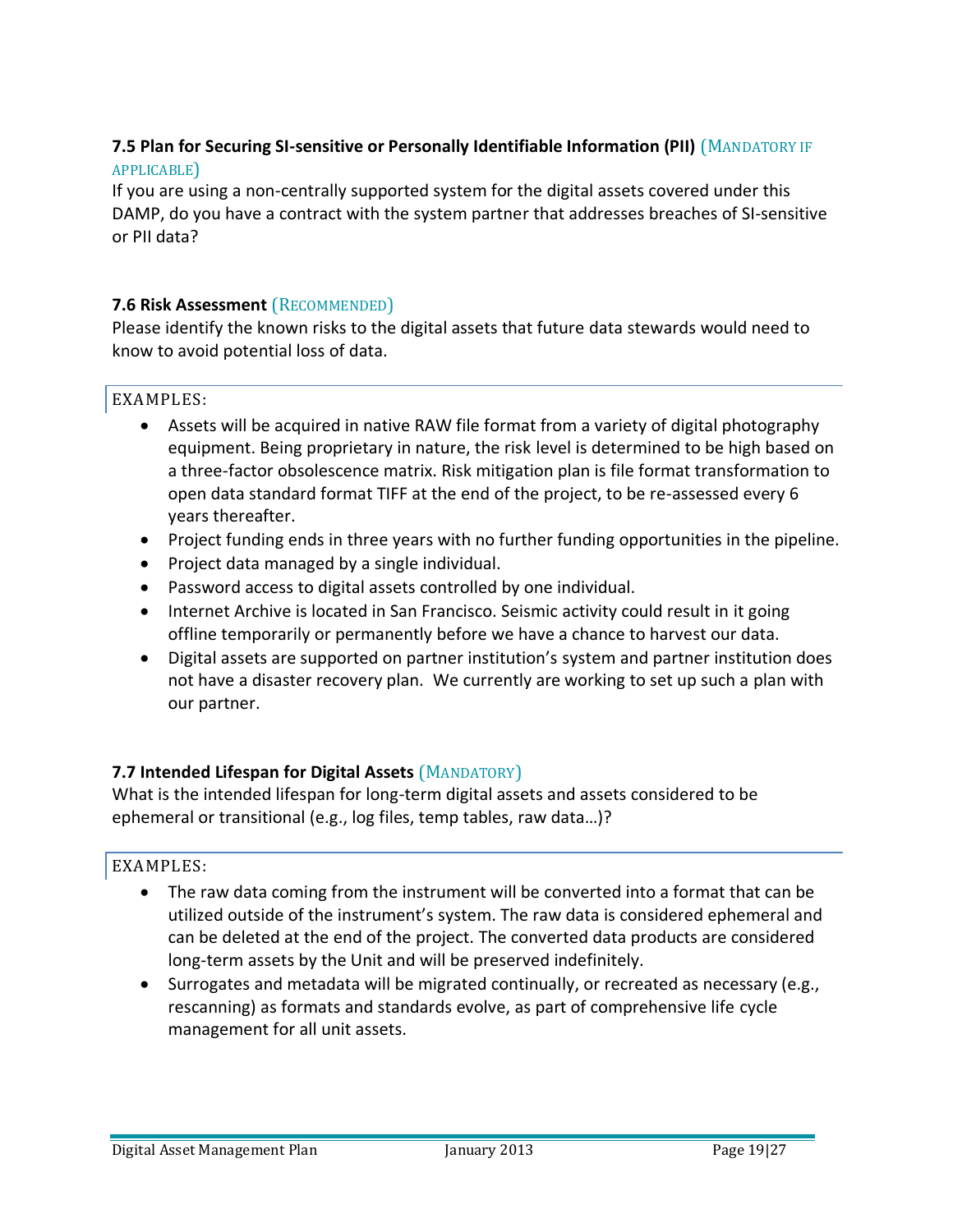#### 7.5 Plan for Securing SI-sensitive or Personally Identifiable Information (PII) (MANDATORY IF APPLICABLE)

If you are using a non-centrally supported system for the digital assets covered under this DAMP, do you have a contract with the system partner that addresses breaches of SI-sensitive or PII data?

#### 7.6 Risk Assessment (RECOMMENDED)

Please identify the known risks to the digital assets that future data stewards would need to know to avoid potential loss of data.

EXAMPLES:

- Assets will be acquired in native RAW file format from a variety of digital photography equipment. Being proprietary in nature, the risk level is determined to be high based on a three-factor obsolescence matrix. Risk mitigation plan is file format transformation to open data standard format TIFF at the end of the project, to be re-assessed every 6 years thereafter.
- Project funding ends in three years with no further funding opportunities in the pipeline.
- Project data managed by a single individual.
- Password access to digital assets controlled by one individual.
- Internet Archive is located in San Francisco. Seismic activity could result in it going offline temporarily or permanently before we have a chance to harvest our data.
- Digital assets are supported on partner institution's system and partner institution does not have a disaster recovery plan. We currently are working to set up such a plan with our partner.

#### 7.7 Intended Lifespan for Digital Assets (MANDATORY)

What is the intended lifespan for long-term digital assets and assets considered to be ephemeral or transitional (e.g., log files, temp tables, raw data…)?

EXAMPLES:

- The raw data coming from the instrument will be converted into a format that can be utilized outside of the instrument's system. The raw data is considered ephemeral and can be deleted at the end of the project. The converted data products are considered long-term assets by the Unit and will be preserved indefinitely.
- Surrogates and metadata will be migrated continually, or recreated as necessary (e.g., rescanning) as formats and standards evolve, as part of comprehensive life cycle management for all unit assets.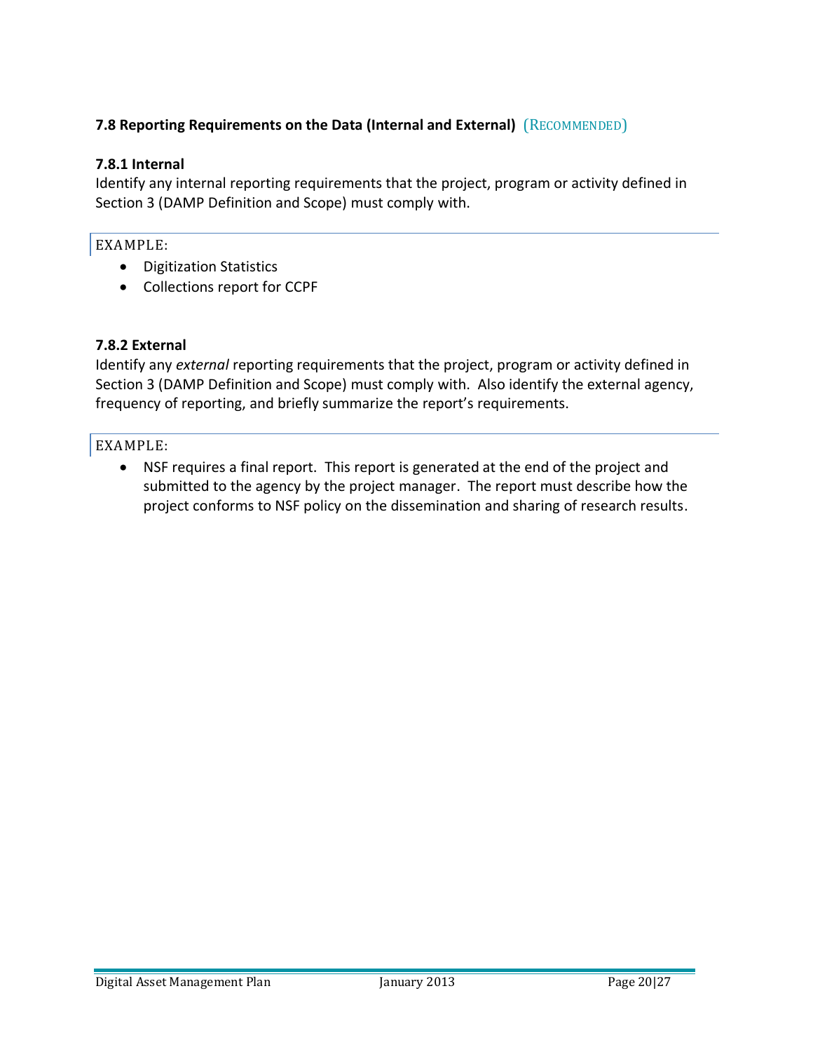### 7.8 Reporting Requirements on the Data (Internal and External) (RECOMMENDED)

#### 7.8.1 Internal

Identify any internal reporting requirements that the project, program or activity defined in Section 3 (DAMP Definition and Scope) must comply with.

EXAMPLE:

- Digitization Statistics
- Collections report for CCPF

#### 7.8.2 External

Identify any *external* reporting requirements that the project, program or activity defined in Section 3 (DAMP Definition and Scope) must comply with. Also identify the external agency, frequency of reporting, and briefly summarize the report's requirements.

EXAMPLE:

- NSF requires a final report. This report is generated at the end of the project and submitted to the agency by the project manager. The report must describe how the project conforms to NSF policy on the dissemination and sharing of research results.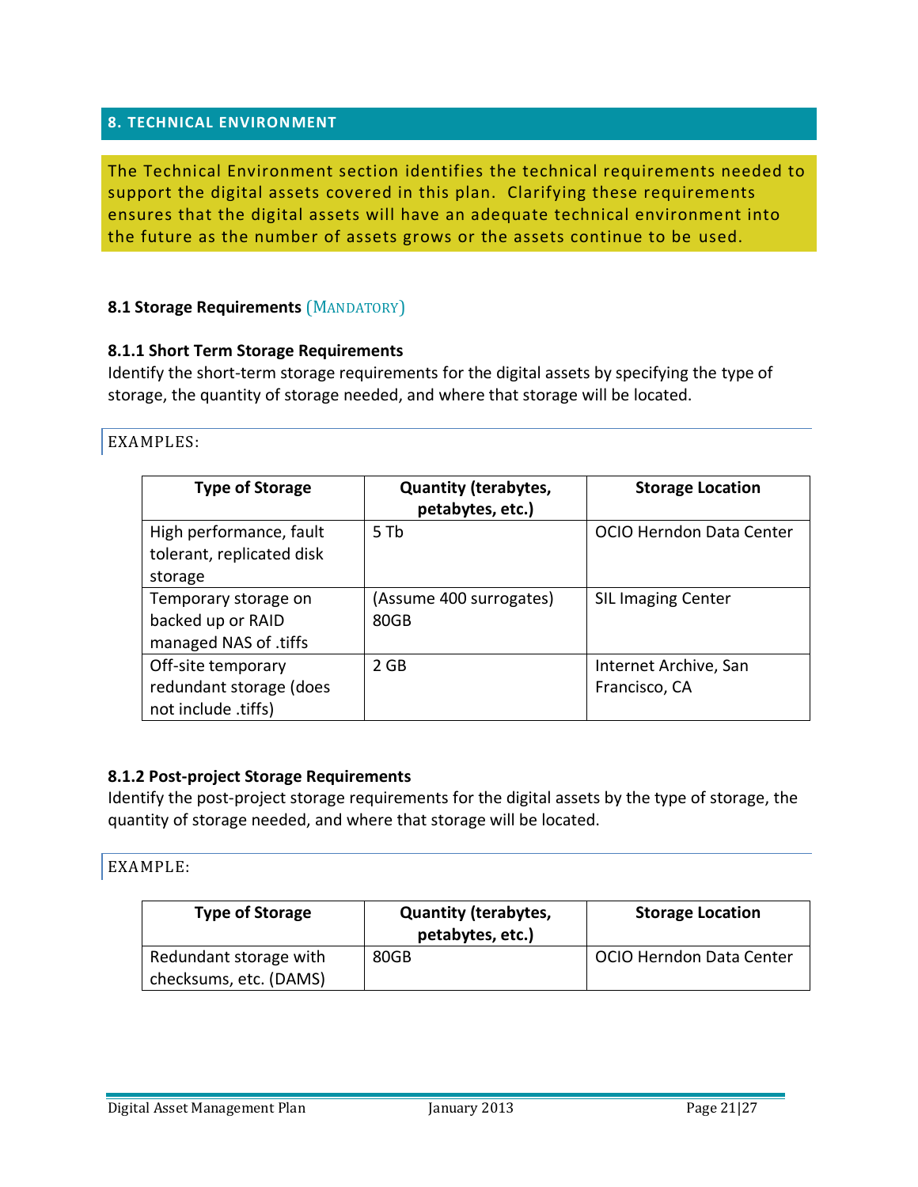## 8. TECHNICAL ENVIRONMENT

The Technical Environment section identifies the technical requirements needed to support the digital assets covered in this plan. Clarifying these requirements ensures that the digital assets will have an adequate technical environment into the future as the number of assets grows or the assets continue to be used.

### 8.1 Storage Requirements (MANDATORY)

#### 8.1.1 Short Term Storage Requirements

Identify the short-term storage requirements for the digital assets by specifying the type of storage, the quantity of storage needed, and where that storage will be located.

EXAMPLES:

| Type of Storage | Quantity (terabytes, petabytes, etc.) | Storage Location |
|---|---|---|
| High performance, fault tolerant, replicated disk storage | 5 Tb | OCIO Herndon Data Center |
| Temporary storage on backed up or RAID managed NAS of .tiffs | (Assume 400 surrogates) 80GB | SIL Imaging Center |
| Off-site temporary redundant storage (does not include .tiffs) | 2 GB | Internet Archive, San Francisco, CA |

#### 8.1.2 Post-project Storage Requirements

Identify the post-project storage requirements for the digital assets by the type of storage, the quantity of storage needed, and where that storage will be located.

EXAMPLE:

| Type of Storage | Quantity (terabytes, petabytes, etc.) | Storage Location |
|---|---|---|
| Redundant storage with checksums, etc. (DAMS) | 80GB | OCIO Herndon Data Center |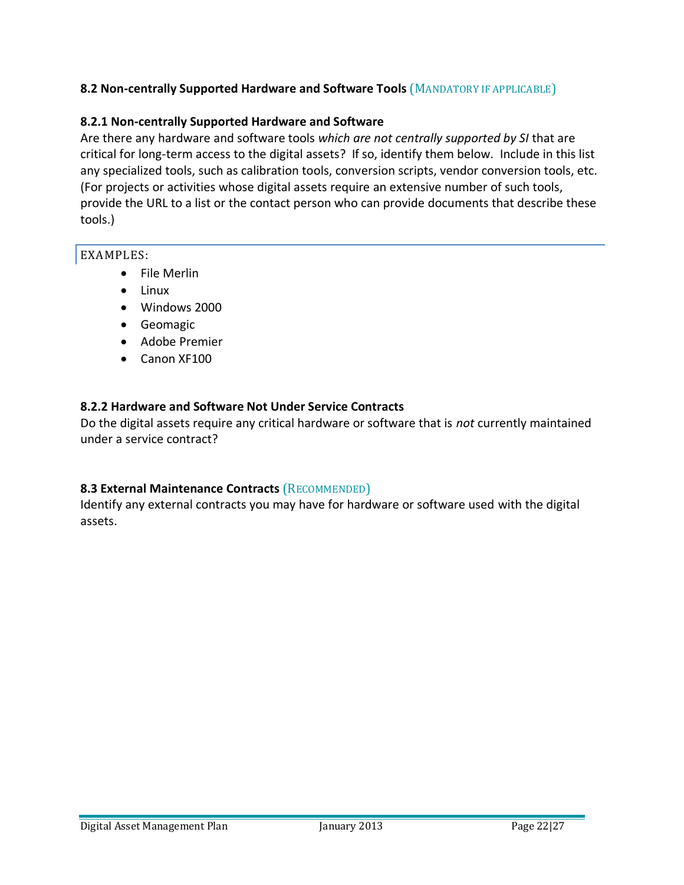### 8.2 Non-centrally Supported Hardware and Software Tools (MANDATORY IF APPLICABLE)

#### 8.2.1 Non-centrally Supported Hardware and Software

Are there any hardware and software tools *which are not centrally supported by SI* that are critical for long-term access to the digital assets? If so, identify them below. Include in this list any specialized tools, such as calibration tools, conversion scripts, vendor conversion tools, etc. (For projects or activities whose digital assets require an extensive number of such tools, provide the URL to a list or the contact person who can provide documents that describe these tools.)

EXAMPLES:

- File Merlin
- Linux
- Windows 2000
- Geomagic
- Adobe Premier
- Canon XF100

#### 8.2.2 Hardware and Software Not Under Service Contracts

Do the digital assets require any critical hardware or software that is *not* currently maintained under a service contract?

### 8.3 External Maintenance Contracts (RECOMMENDED)

Identify any external contracts you may have for hardware or software used with the digital assets.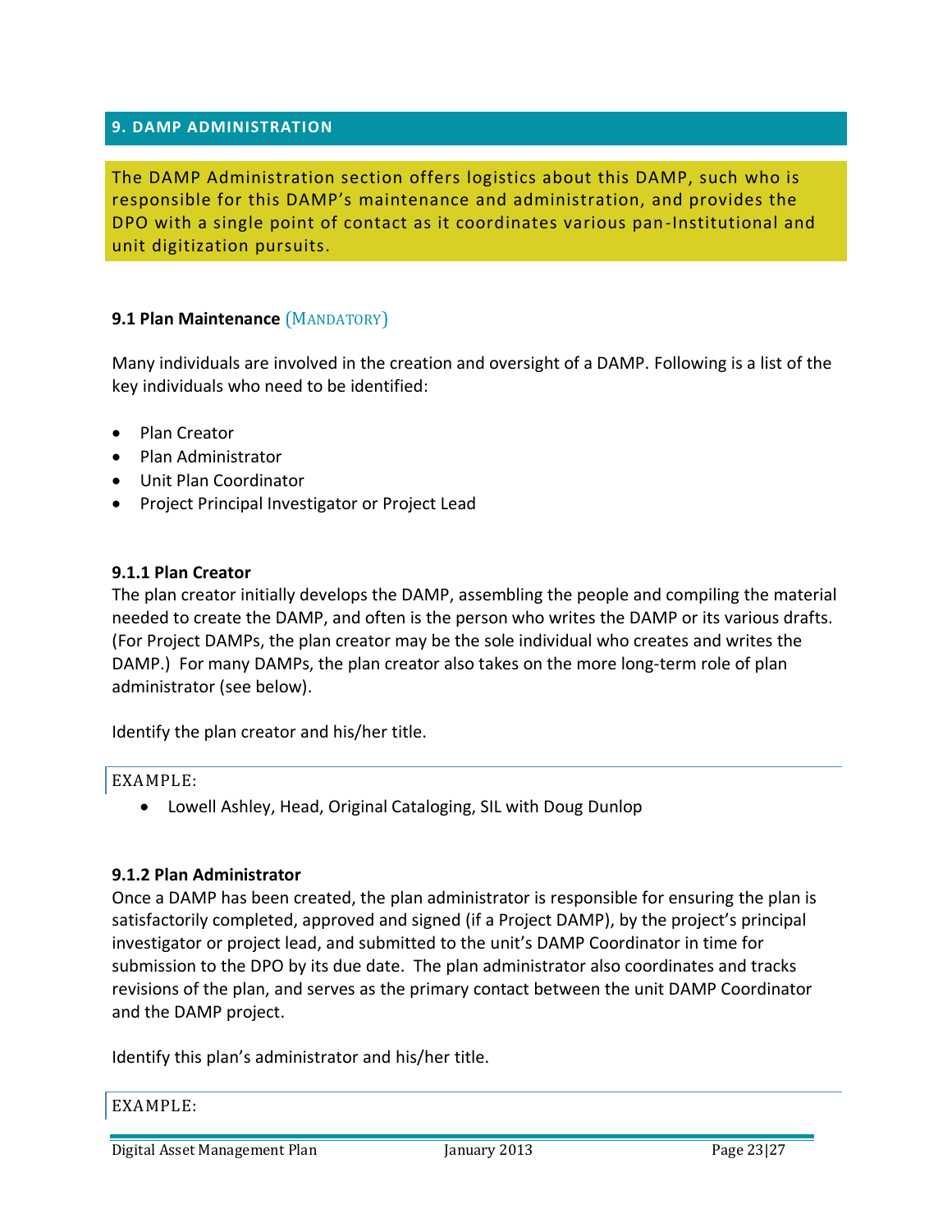## 9. DAMP ADMINISTRATION

The DAMP Administration section offers logistics about this DAMP, such who is responsible for this DAMP's maintenance and administration, and provides the DPO with a single point of contact as it coordinates various pan-Institutional and unit digitization pursuits.

### 9.1 Plan Maintenance (MANDATORY)

Many individuals are involved in the creation and oversight of a DAMP. Following is a list of the key individuals who need to be identified:

- Plan Creator
- Plan Administrator
- Unit Plan Coordinator
- Project Principal Investigator or Project Lead

#### 9.1.1 Plan Creator

The plan creator initially develops the DAMP, assembling the people and compiling the material needed to create the DAMP, and often is the person who writes the DAMP or its various drafts. (For Project DAMPs, the plan creator may be the sole individual who creates and writes the DAMP.) For many DAMPs, the plan creator also takes on the more long-term role of plan administrator (see below).

Identify the plan creator and his/her title.

EXAMPLE:

- Lowell Ashley, Head, Original Cataloging, SIL with Doug Dunlop

#### 9.1.2 Plan Administrator

Once a DAMP has been created, the plan administrator is responsible for ensuring the plan is satisfactorily completed, approved and signed (if a Project DAMP), by the project's principal investigator or project lead, and submitted to the unit's DAMP Coordinator in time for submission to the DPO by its due date. The plan administrator also coordinates and tracks revisions of the plan, and serves as the primary contact between the unit DAMP Coordinator and the DAMP project.

Identify this plan's administrator and his/her title.

EXAMPLE: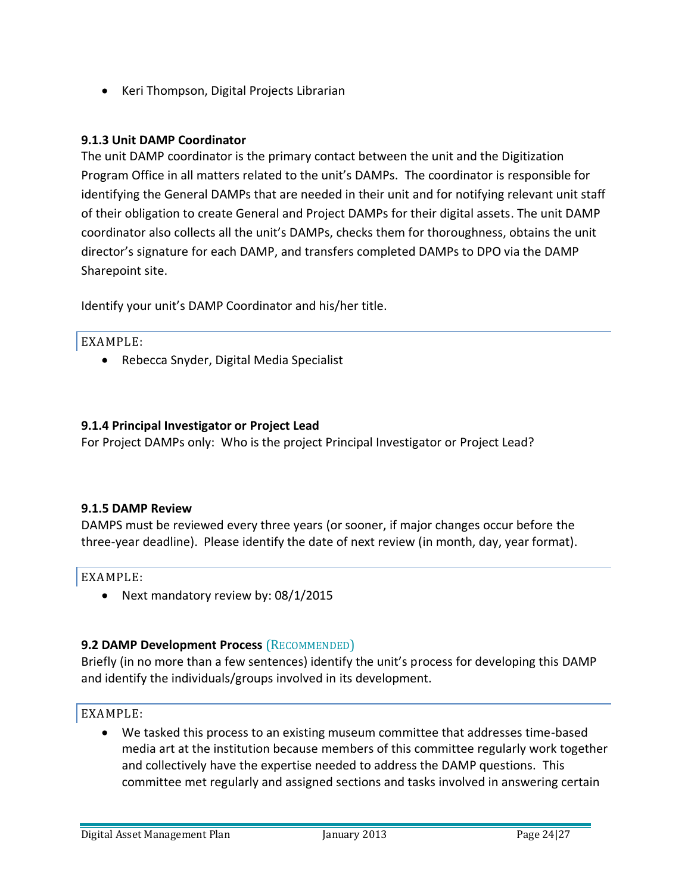- Keri Thompson, Digital Projects Librarian

#### 9.1.3 Unit DAMP Coordinator

The unit DAMP coordinator is the primary contact between the unit and the Digitization Program Office in all matters related to the unit's DAMPs. The coordinator is responsible for identifying the General DAMPs that are needed in their unit and for notifying relevant unit staff of their obligation to create General and Project DAMPs for their digital assets. The unit DAMP coordinator also collects all the unit's DAMPs, checks them for thoroughness, obtains the unit director's signature for each DAMP, and transfers completed DAMPs to DPO via the DAMP Sharepoint site.

Identify your unit's DAMP Coordinator and his/her title.

EXAMPLE:

- Rebecca Snyder, Digital Media Specialist

#### 9.1.4 Principal Investigator or Project Lead

For Project DAMPs only: Who is the project Principal Investigator or Project Lead?

#### 9.1.5 DAMP Review

DAMPS must be reviewed every three years (or sooner, if major changes occur before the three-year deadline). Please identify the date of next review (in month, day, year format).

EXAMPLE:

- Next mandatory review by: 08/1/2015

### 9.2 DAMP Development Process (RECOMMENDED)

Briefly (in no more than a few sentences) identify the unit's process for developing this DAMP and identify the individuals/groups involved in its development.

EXAMPLE:

- We tasked this process to an existing museum committee that addresses time-based media art at the institution because members of this committee regularly work together and collectively have the expertise needed to address the DAMP questions. This committee met regularly and assigned sections and tasks involved in answering certain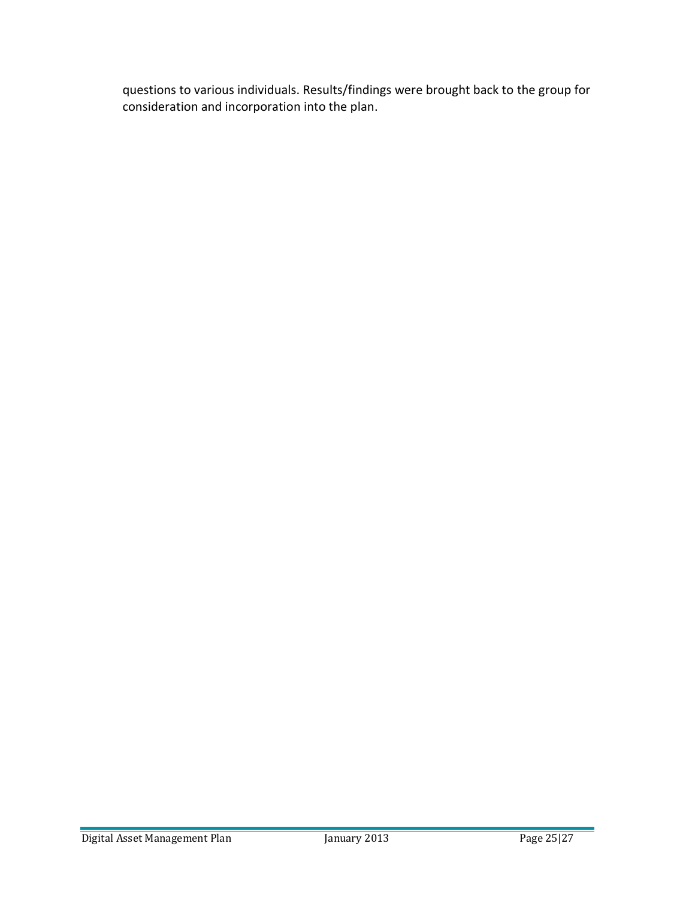questions to various individuals. Results/findings were brought back to the group for consideration and incorporation into the plan.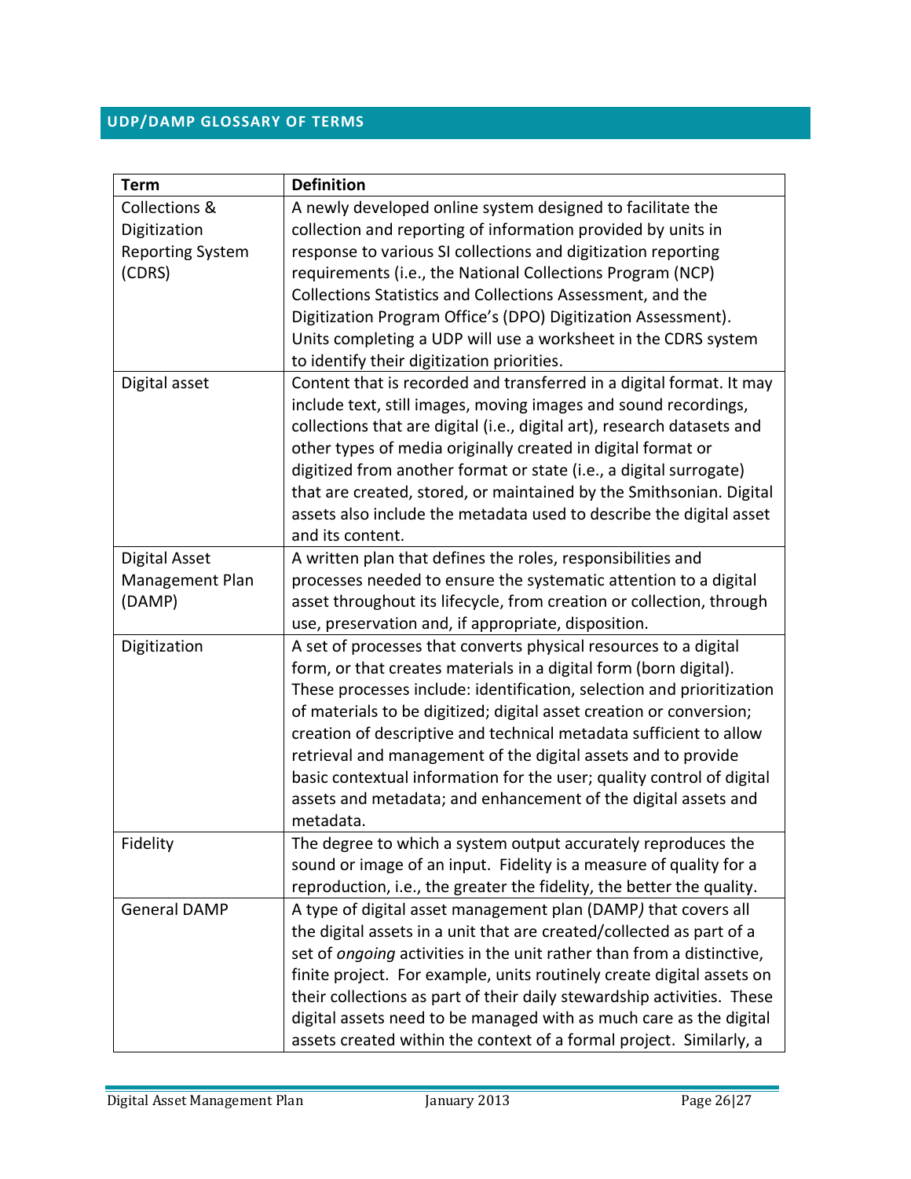## UDP/DAMP GLOSSARY OF TERMS

| Term | Definition |
|---|---|
| Collections & Digitization Reporting System (CDRS) | A newly developed online system designed to facilitate the collection and reporting of information provided by units in response to various SI collections and digitization reporting requirements (i.e., the National Collections Program (NCP) Collections Statistics and Collections Assessment, and the Digitization Program Office's (DPO) Digitization Assessment). Units completing a UDP will use a worksheet in the CDRS system to identify their digitization priorities. |
| Digital asset | Content that is recorded and transferred in a digital format. It may include text, still images, moving images and sound recordings, collections that are digital (i.e., digital art), research datasets and other types of media originally created in digital format or digitized from another format or state (i.e., a digital surrogate) that are created, stored, or maintained by the Smithsonian. Digital assets also include the metadata used to describe the digital asset and its content. |
| Digital Asset Management Plan (DAMP) | A written plan that defines the roles, responsibilities and processes needed to ensure the systematic attention to a digital asset throughout its lifecycle, from creation or collection, through use, preservation and, if appropriate, disposition. |
| Digitization | A set of processes that converts physical resources to a digital form, or that creates materials in a digital form (born digital). These processes include: identification, selection and prioritization of materials to be digitized; digital asset creation or conversion; creation of descriptive and technical metadata sufficient to allow retrieval and management of the digital assets and to provide basic contextual information for the user; quality control of digital assets and metadata; and enhancement of the digital assets and metadata. |
| Fidelity | The degree to which a system output accurately reproduces the sound or image of an input. Fidelity is a measure of quality for a reproduction, i.e., the greater the fidelity, the better the quality. |
| General DAMP | A type of digital asset management plan (DAMP*)* that covers all the digital assets in a unit that are created/collected as part of a set of *ongoing* activities in the unit rather than from a distinctive, finite project. For example, units routinely create digital assets on their collections as part of their daily stewardship activities. These digital assets need to be managed with as much care as the digital assets created within the context of a formal project. Similarly, a |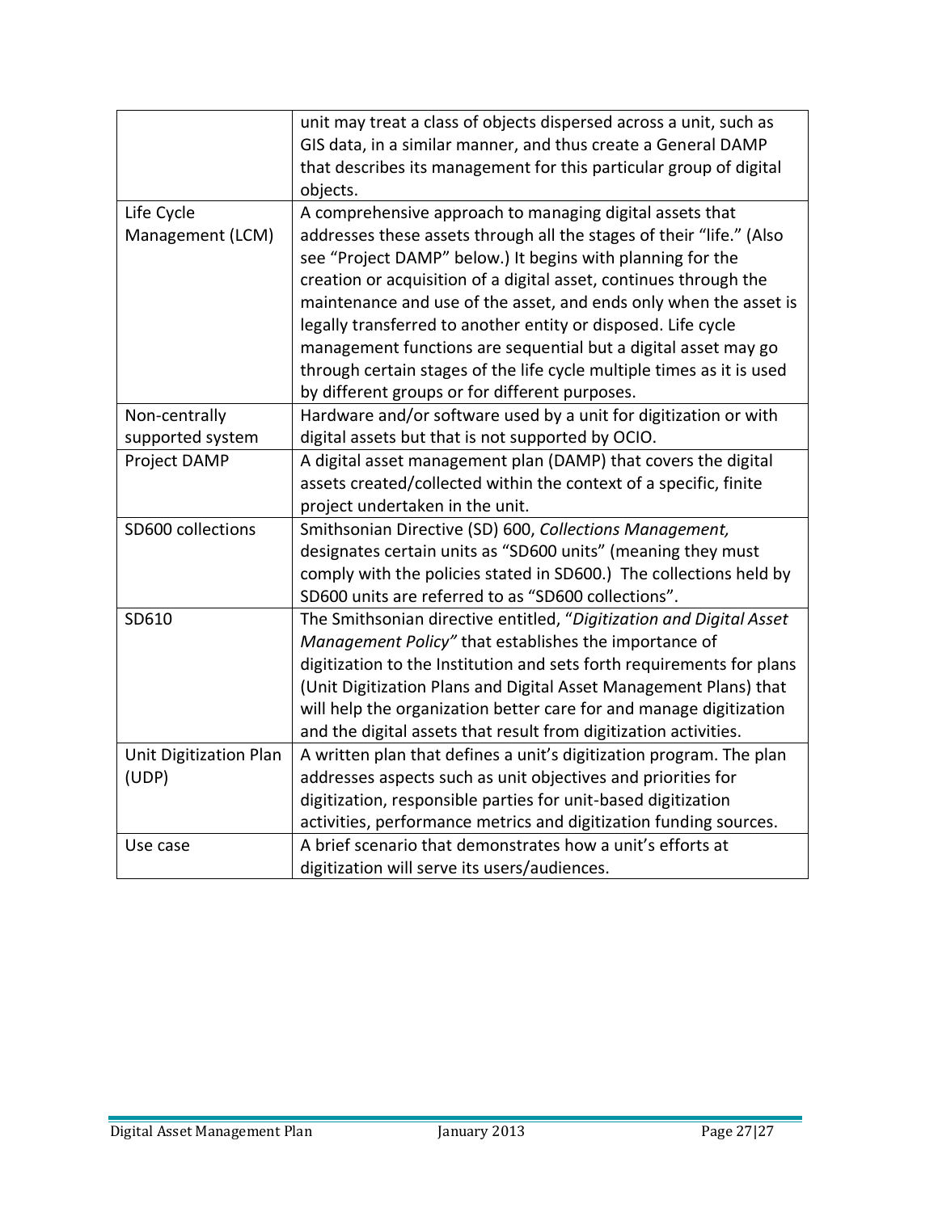| | |
|---|---|
| | unit may treat a class of objects dispersed across a unit, such as GIS data, in a similar manner, and thus create a General DAMP that describes its management for this particular group of digital objects. |
| Life Cycle Management (LCM) | A comprehensive approach to managing digital assets that addresses these assets through all the stages of their "life." (Also see "Project DAMP" below.) It begins with planning for the creation or acquisition of a digital asset, continues through the maintenance and use of the asset, and ends only when the asset is legally transferred to another entity or disposed. Life cycle management functions are sequential but a digital asset may go through certain stages of the life cycle multiple times as it is used by different groups or for different purposes. |
| Non-centrally supported system | Hardware and/or software used by a unit for digitization or with digital assets but that is not supported by OCIO. |
| Project DAMP | A digital asset management plan (DAMP) that covers the digital assets created/collected within the context of a specific, finite project undertaken in the unit. |
| SD600 collections | Smithsonian Directive (SD) 600, *Collections Management,* designates certain units as "SD600 units" (meaning they must comply with the policies stated in SD600.) The collections held by SD600 units are referred to as "SD600 collections". |
| SD610 | The Smithsonian directive entitled, "*Digitization and Digital Asset Management Policy"* that establishes the importance of digitization to the Institution and sets forth requirements for plans (Unit Digitization Plans and Digital Asset Management Plans) that will help the organization better care for and manage digitization and the digital assets that result from digitization activities. |
| Unit Digitization Plan (UDP) | A written plan that defines a unit's digitization program. The plan addresses aspects such as unit objectives and priorities for digitization, responsible parties for unit-based digitization activities, performance metrics and digitization funding sources. |
| Use case | A brief scenario that demonstrates how a unit's efforts at digitization will serve its users/audiences. |